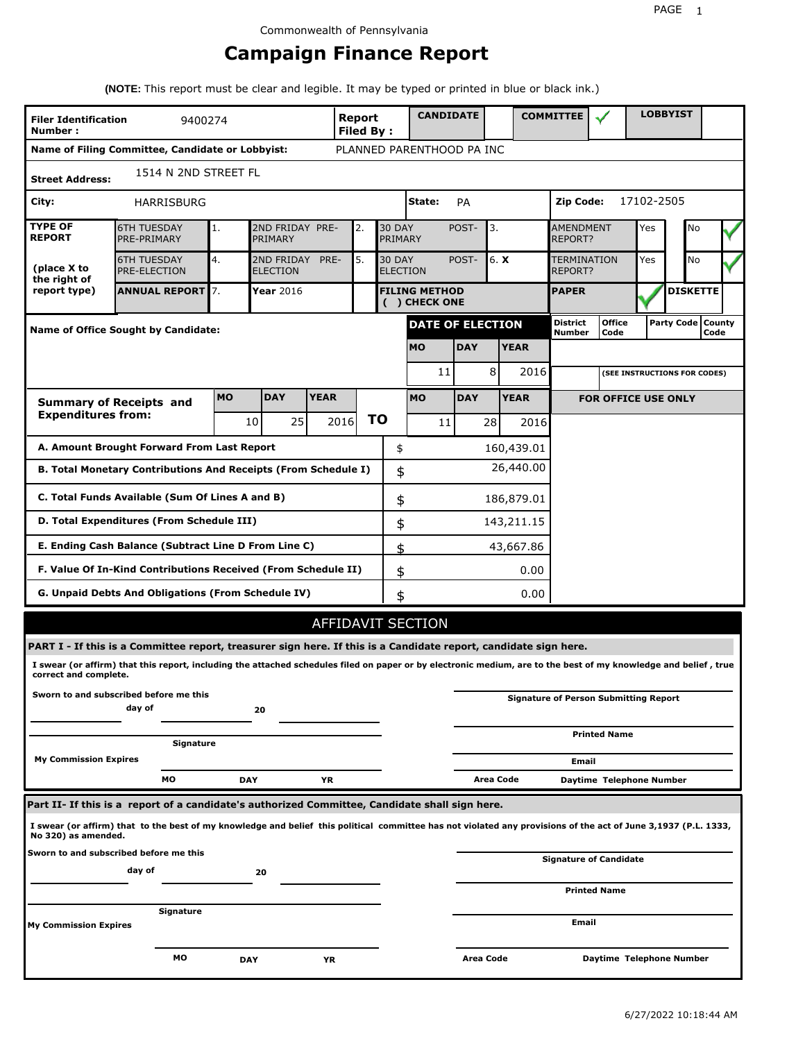Commonwealth of Pennsylvania

# Campaign Finance Report

**(NOTE:** This report must be clear and legible. It may be typed or printed in blue or black ink.)

| | | | | | |
|---|---|---|---|---|---|
| **Filer Identification Number :** 9400274 | **Report Filed By :** | **CANDIDATE** | | **COMMITTEE** ✓ | **LOBBYIST** |

**Name of Filing Committee, Candidate or Lobbyist:** PLANNED PARENTHOOD PA INC

**Street Address:** 1514 N 2ND STREET FL

**City:** HARRISBURG **State:** PA **Zip Code:** 17102-2505

| **TYPE OF REPORT** (place X to the right of report type) | | | | | | | | |
|---|---|---|---|---|---|---|---|---|
| 6TH TUESDAY PRE-PRIMARY | 1. | 2ND FRIDAY PRE-PRIMARY | 2. | 30 DAY POST-PRIMARY | 3. | AMENDMENT REPORT? | Yes | No ✓ |
| 6TH TUESDAY PRE-ELECTION | 4. | 2ND FRIDAY PRE-ELECTION | 5. | 30 DAY POST-ELECTION | 6. X | TERMINATION REPORT? | Yes | No ✓ |
| **ANNUAL REPORT** | 7. | **Year** 2016 | | **FILING METHOD ( ) CHECK ONE** | | **PAPER** ✓ | **DISKETTE** | |

**Name of Office Sought by Candidate:**

| **DATE OF ELECTION** | | |
|---|---|---|
| **MO** | **DAY** | **YEAR** |
| 11 | 8 | 2016 |

| District Number | Office Code | Party Code | County Code |
|---|---|---|---|
| | | | |

(SEE INSTRUCTIONS FOR CODES)

| **Summary of Receipts and Expenditures from:** | **MO** | **DAY** | **YEAR** | **TO** | **MO** | **DAY** | **YEAR** |
|---|---|---|---|---|---|---|---|
| | 10 | 25 | 2016 | | 11 | 28 | 2016 |

**FOR OFFICE USE ONLY**

| | | |
|---|---|---|
| **A. Amount Brought Forward From Last Report** | $ | 160,439.01 |
| **B. Total Monetary Contributions And Receipts (From Schedule I)** | $ | 26,440.00 |
| **C. Total Funds Available (Sum Of Lines A and B)** | $ | 186,879.01 |
| **D. Total Expenditures (From Schedule III)** | $ | 143,211.15 |
| **E. Ending Cash Balance (Subtract Line D From Line C)** | $ | 43,667.86 |
| **F. Value Of In-Kind Contributions Received (From Schedule II)** | $ | 0.00 |
| **G. Unpaid Debts And Obligations (From Schedule IV)** | $ | 0.00 |

## AFFIDAVIT SECTION

**PART I - If this is a Committee report, treasurer sign here. If this is a Candidate report, candidate sign here.**

**I swear (or affirm) that this report, including the attached schedules filed on paper or by electronic medium, are to the best of my knowledge and belief , true correct and complete.**

**Sworn to and subscribed before me this ______ day of ______ 20 ______**

**Signature**

**My Commission Expires** **MO** **DAY** **YR**

**Signature of Person Submitting Report**

**Printed Name**

**Email**

**Area Code** **Daytime Telephone Number**

**Part II- If this is a report of a candidate's authorized Committee, Candidate shall sign here.**

**I swear (or affirm) that to the best of my knowledge and belief this political committee has not violated any provisions of the act of June 3,1937 (P.L. 1333, No 320) as amended.**

**Sworn to and subscribed before me this ______ day of ______ 20 ______**

**Signature**

**My Commission Expires** **MO** **DAY** **YR**

**Signature of Candidate**

**Printed Name**

**Email**

**Area Code** **Daytime Telephone Number**

6/27/2022 10:18:44 AM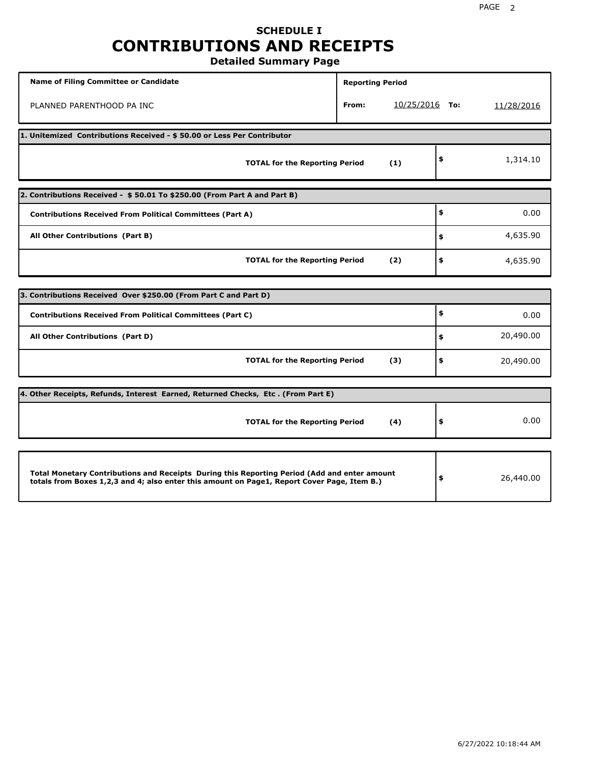# SCHEDULE I
# CONTRIBUTIONS AND RECEIPTS
## Detailed Summary Page

| Name of Filing Committee or Candidate | Reporting Period | | | |
|---|---|---|---|---|
| PLANNED PARENTHOOD PA INC | From: | 10/25/2016 | To: | 11/28/2016 |

**1. Unitemized Contributions Received - $ 50.00 or Less Per Contributor**

| | | |
|---|---|---|
| **TOTAL for the Reporting Period** **(1)** | $ | 1,314.10 |

**2. Contributions Received - $ 50.01 To $250.00 (From Part A and Part B)**

| | | |
|---|---|---|
| **Contributions Received From Political Committees (Part A)** | $ | 0.00 |
| **All Other Contributions (Part B)** | $ | 4,635.90 |
| **TOTAL for the Reporting Period** **(2)** | $ | 4,635.90 |

**3. Contributions Received Over $250.00 (From Part C and Part D)**

| | | |
|---|---|---|
| **Contributions Received From Political Committees (Part C)** | $ | 0.00 |
| **All Other Contributions (Part D)** | $ | 20,490.00 |
| **TOTAL for the Reporting Period** **(3)** | $ | 20,490.00 |

**4. Other Receipts, Refunds, Interest Earned, Returned Checks, Etc . (From Part E)**

| | | |
|---|---|---|
| **TOTAL for the Reporting Period** **(4)** | $ | 0.00 |

| | | |
|---|---|---|
| **Total Monetary Contributions and Receipts During this Reporting Period (Add and enter amount totals from Boxes 1,2,3 and 4; also enter this amount on Page1, Report Cover Page, Item B.)** | $ | 26,440.00 |

6/27/2022 10:18:44 AM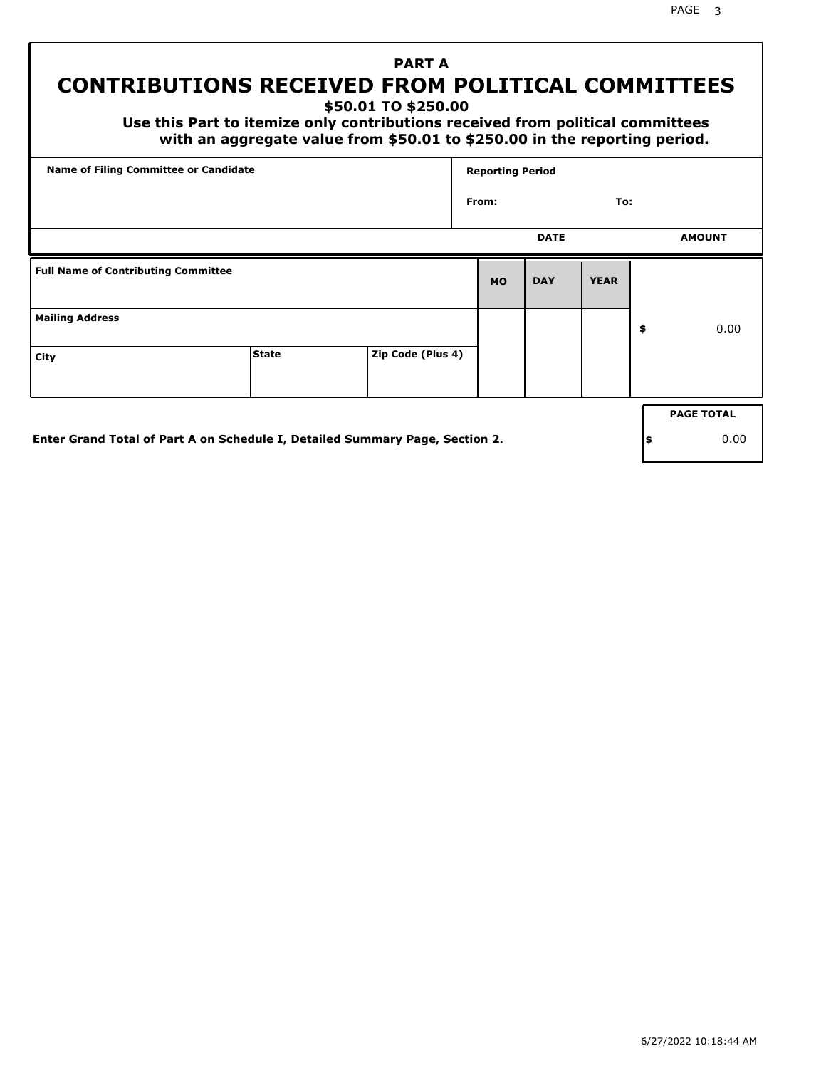## PART A

# CONTRIBUTIONS RECEIVED FROM POLITICAL COMMITTEES

**$50.01 TO $250.00**

**Use this Part to itemize only contributions received from political committees with an aggregate value from $50.01 to $250.00 in the reporting period.**

| Name of Filing Committee or Candidate | Reporting Period |
|---|---|
| | From: To: |

| | DATE | | | AMOUNT |
|---|---|---|---|---|
| **Full Name of Contributing Committee** | **MO** | **DAY** | **YEAR** | |
| **Mailing Address** | | | | $ 0.00 |
| **City** / **State** / **Zip Code (Plus 4)** | | | | |

**Enter Grand Total of Part A on Schedule I, Detailed Summary Page, Section 2.**

| PAGE TOTAL |
|---|
| $ 0.00 |

6/27/2022 10:18:44 AM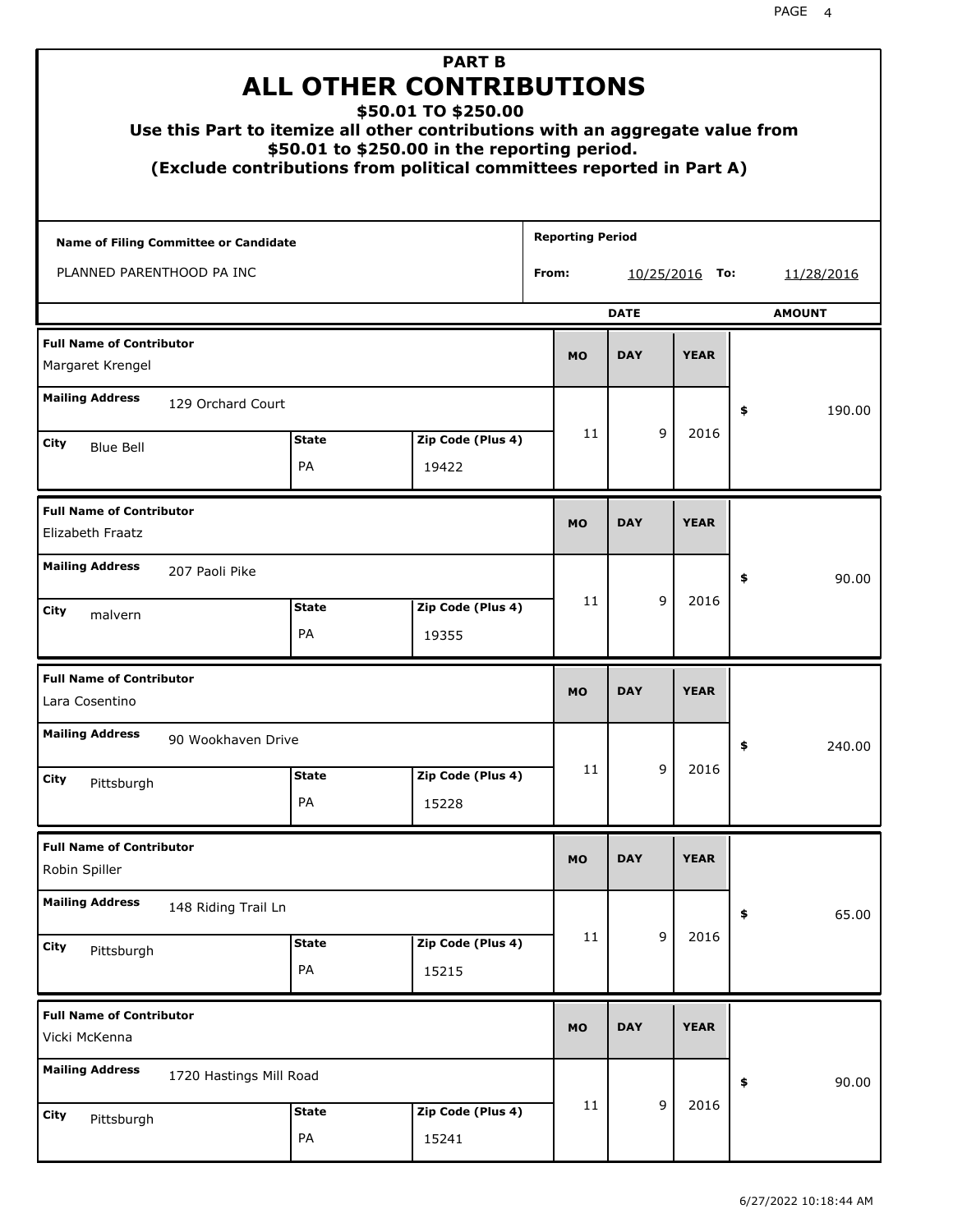# PART B
# ALL OTHER CONTRIBUTIONS
## $50.01 TO $250.00

**Use this Part to itemize all other contributions with an aggregate value from $50.01 to $250.00 in the reporting period.**
**(Exclude contributions from political committees reported in Part A)**

| Name of Filing Committee or Candidate | Reporting Period |
|---|---|
| PLANNED PARENTHOOD PA INC | From: 10/25/2016 To: 11/28/2016 |

| Full Name of Contributor | Mailing Address | City | State | Zip Code (Plus 4) | MO | DAY | YEAR | AMOUNT |
|---|---|---|---|---|---|---|---|---|
| Margaret Krengel | 129 Orchard Court | Blue Bell | PA | 19422 | 11 | 9 | 2016 | $ 190.00 |
| Elizabeth Fraatz | 207 Paoli Pike | malvern | PA | 19355 | 11 | 9 | 2016 | $ 90.00 |
| Lara Cosentino | 90 Wookhaven Drive | Pittsburgh | PA | 15228 | 11 | 9 | 2016 | $ 240.00 |
| Robin Spiller | 148 Riding Trail Ln | Pittsburgh | PA | 15215 | 11 | 9 | 2016 | $ 65.00 |
| Vicki McKenna | 1720 Hastings Mill Road | Pittsburgh | PA | 15241 | 11 | 9 | 2016 | $ 90.00 |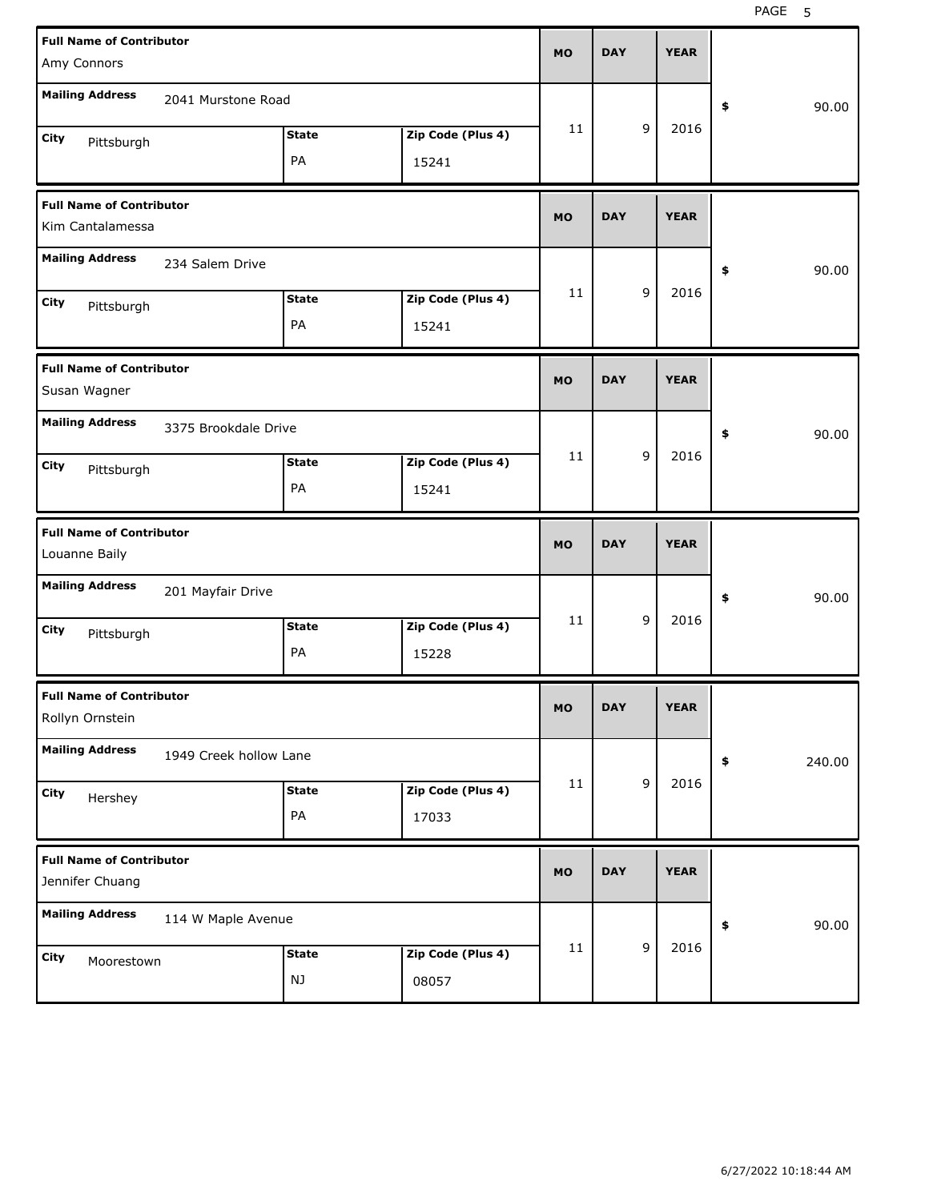| Full Name of Contributor | Mailing Address | City | State | Zip Code (Plus 4) | MO | DAY | YEAR | $ |
|---|---|---|---|---|---|---|---|---|
| Amy Connors | 2041 Murstone Road | Pittsburgh | PA | 15241 | 11 | 9 | 2016 | 90.00 |
| Kim Cantalamessa | 234 Salem Drive | Pittsburgh | PA | 15241 | 11 | 9 | 2016 | 90.00 |
| Susan Wagner | 3375 Brookdale Drive | Pittsburgh | PA | 15241 | 11 | 9 | 2016 | 90.00 |
| Louanne Baily | 201 Mayfair Drive | Pittsburgh | PA | 15228 | 11 | 9 | 2016 | 90.00 |
| Rollyn Ornstein | 1949 Creek hollow Lane | Hershey | PA | 17033 | 11 | 9 | 2016 | 240.00 |
| Jennifer Chuang | 114 W Maple Avenue | Moorestown | NJ | 08057 | 11 | 9 | 2016 | 90.00 |

6/27/2022 10:18:44 AM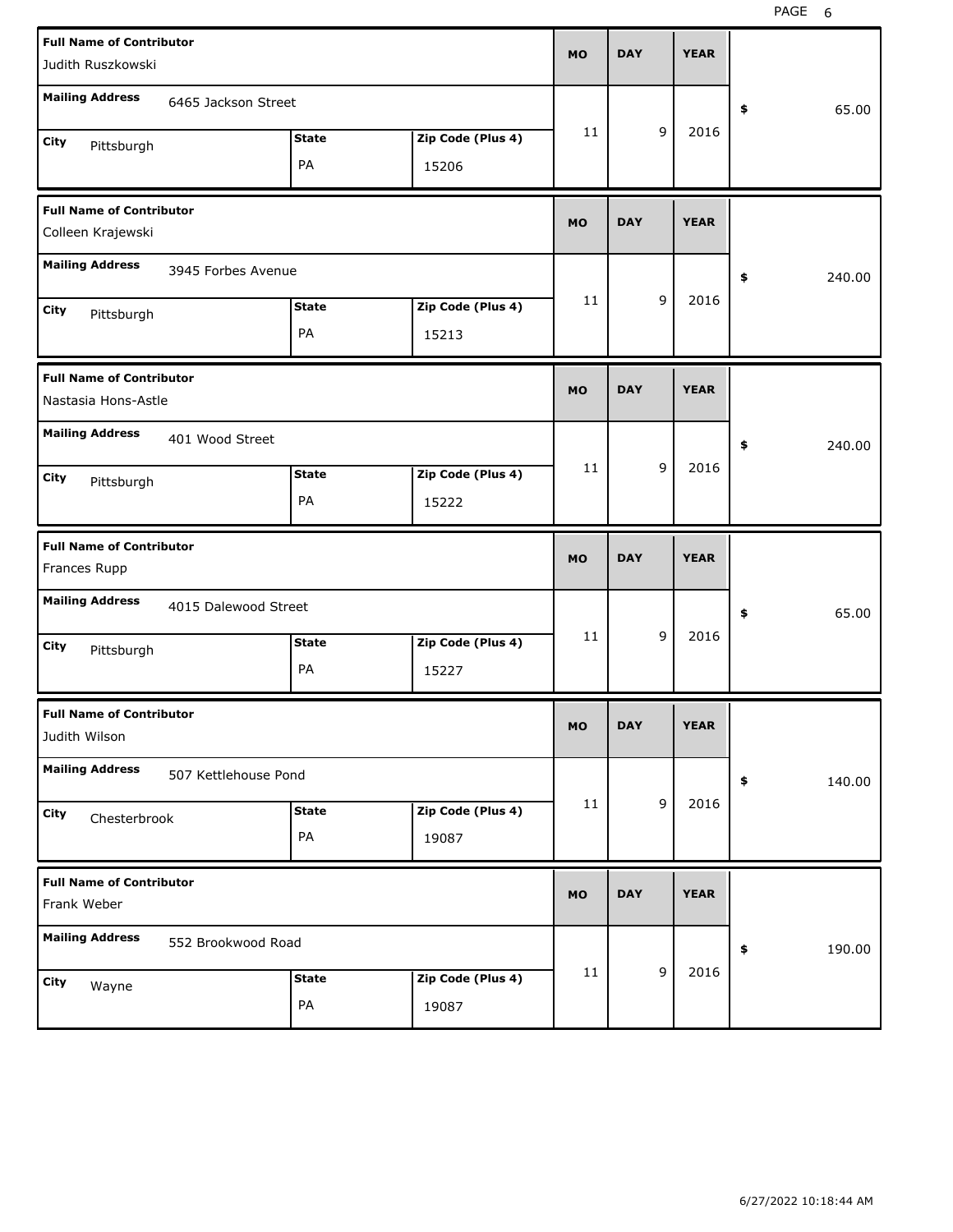| Full Name of Contributor | Mailing Address | City | State | Zip Code (Plus 4) | MO | DAY | YEAR | $ |
| --- | --- | --- | --- | --- | --- | --- | --- | --- |
| Judith Ruszkowski | 6465 Jackson Street | Pittsburgh | PA | 15206 | 11 | 9 | 2016 | 65.00 |
| Colleen Krajewski | 3945 Forbes Avenue | Pittsburgh | PA | 15213 | 11 | 9 | 2016 | 240.00 |
| Nastasia Hons-Astle | 401 Wood Street | Pittsburgh | PA | 15222 | 11 | 9 | 2016 | 240.00 |
| Frances Rupp | 4015 Dalewood Street | Pittsburgh | PA | 15227 | 11 | 9 | 2016 | 65.00 |
| Judith Wilson | 507 Kettlehouse Pond | Chesterbrook | PA | 19087 | 11 | 9 | 2016 | 140.00 |
| Frank Weber | 552 Brookwood Road | Wayne | PA | 19087 | 11 | 9 | 2016 | 190.00 |

6/27/2022 10:18:44 AM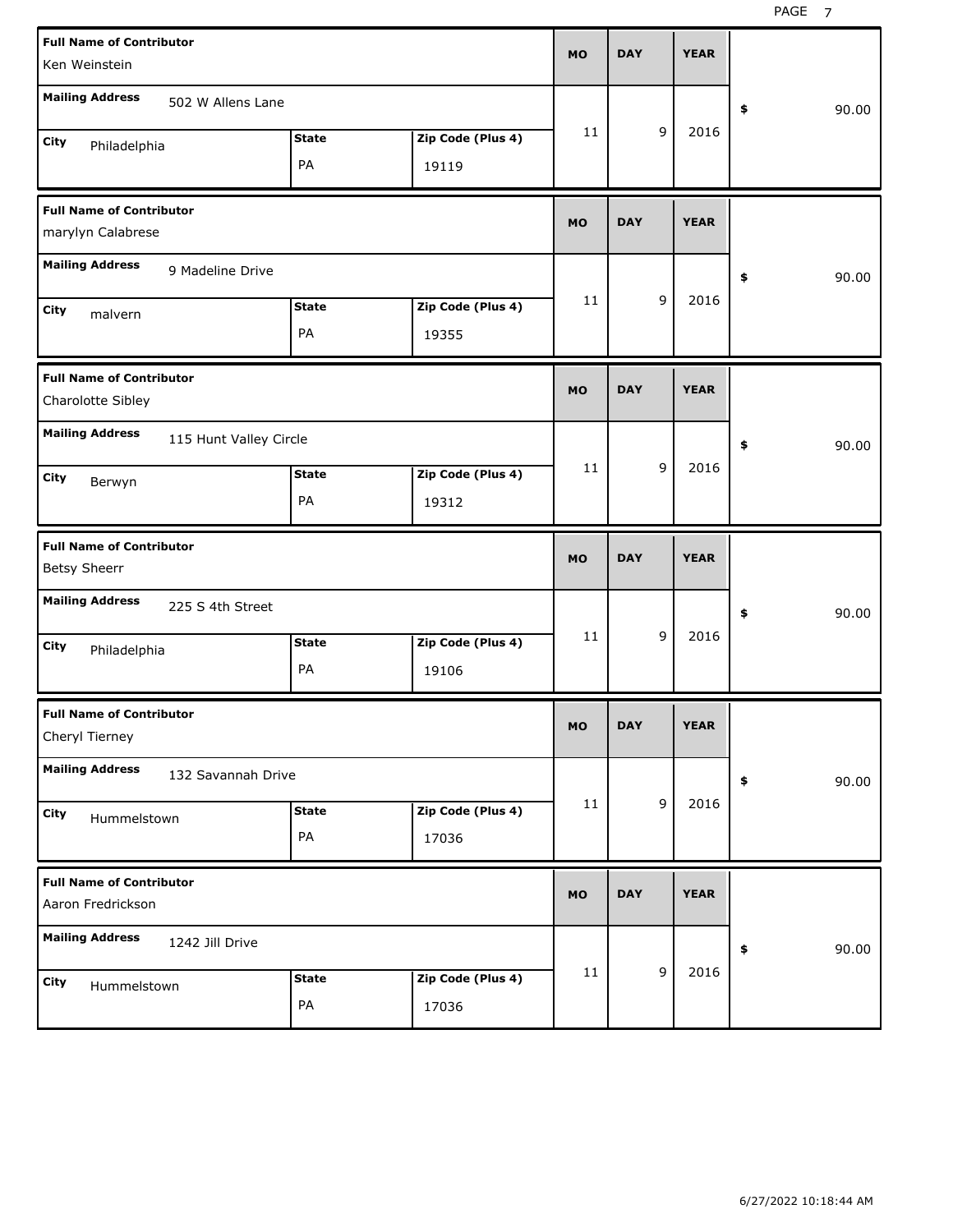| Full Name of Contributor | Mailing Address | City | State | Zip Code (Plus 4) | MO | DAY | YEAR | $ |
|---|---|---|---|---|---|---|---|---|
| Ken Weinstein | 502 W Allens Lane | Philadelphia | PA | 19119 | 11 | 9 | 2016 | 90.00 |
| marylyn Calabrese | 9 Madeline Drive | malvern | PA | 19355 | 11 | 9 | 2016 | 90.00 |
| Charolotte Sibley | 115 Hunt Valley Circle | Berwyn | PA | 19312 | 11 | 9 | 2016 | 90.00 |
| Betsy Sheerr | 225 S 4th Street | Philadelphia | PA | 19106 | 11 | 9 | 2016 | 90.00 |
| Cheryl Tierney | 132 Savannah Drive | Hummelstown | PA | 17036 | 11 | 9 | 2016 | 90.00 |
| Aaron Fredrickson | 1242 Jill Drive | Hummelstown | PA | 17036 | 11 | 9 | 2016 | 90.00 |

6/27/2022 10:18:44 AM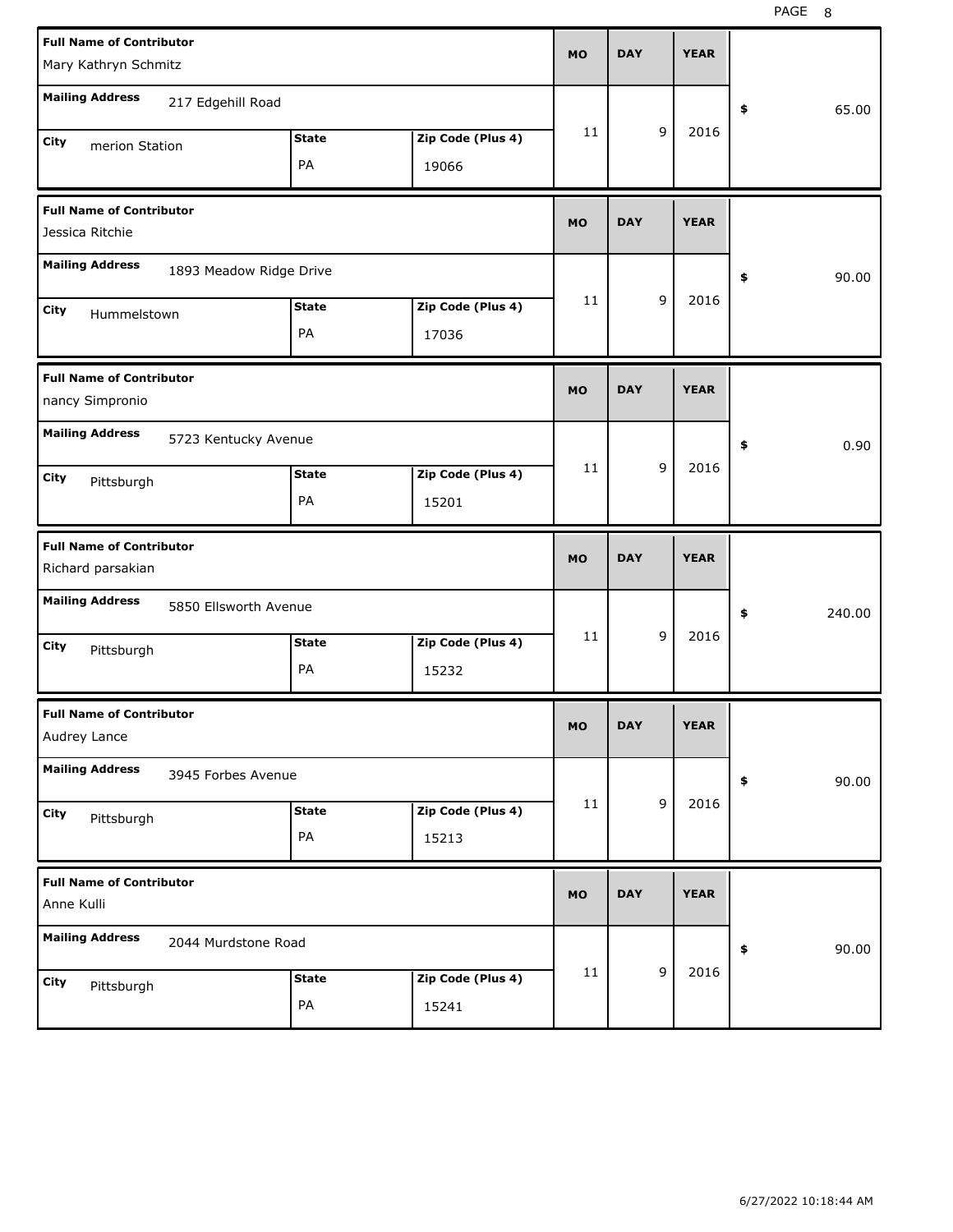| Full Name of Contributor | Mailing Address | City | State | Zip Code (Plus 4) | MO | DAY | YEAR | $ |
|---|---|---|---|---|---|---|---|---|
| Mary Kathryn Schmitz | 217 Edgehill Road | merion Station | PA | 19066 | 11 | 9 | 2016 | 65.00 |
| Jessica Ritchie | 1893 Meadow Ridge Drive | Hummelstown | PA | 17036 | 11 | 9 | 2016 | 90.00 |
| nancy Simpronio | 5723 Kentucky Avenue | Pittsburgh | PA | 15201 | 11 | 9 | 2016 | 0.90 |
| Richard parsakian | 5850 Ellsworth Avenue | Pittsburgh | PA | 15232 | 11 | 9 | 2016 | 240.00 |
| Audrey Lance | 3945 Forbes Avenue | Pittsburgh | PA | 15213 | 11 | 9 | 2016 | 90.00 |
| Anne Kulli | 2044 Murdstone Road | Pittsburgh | PA | 15241 | 11 | 9 | 2016 | 90.00 |

6/27/2022 10:18:44 AM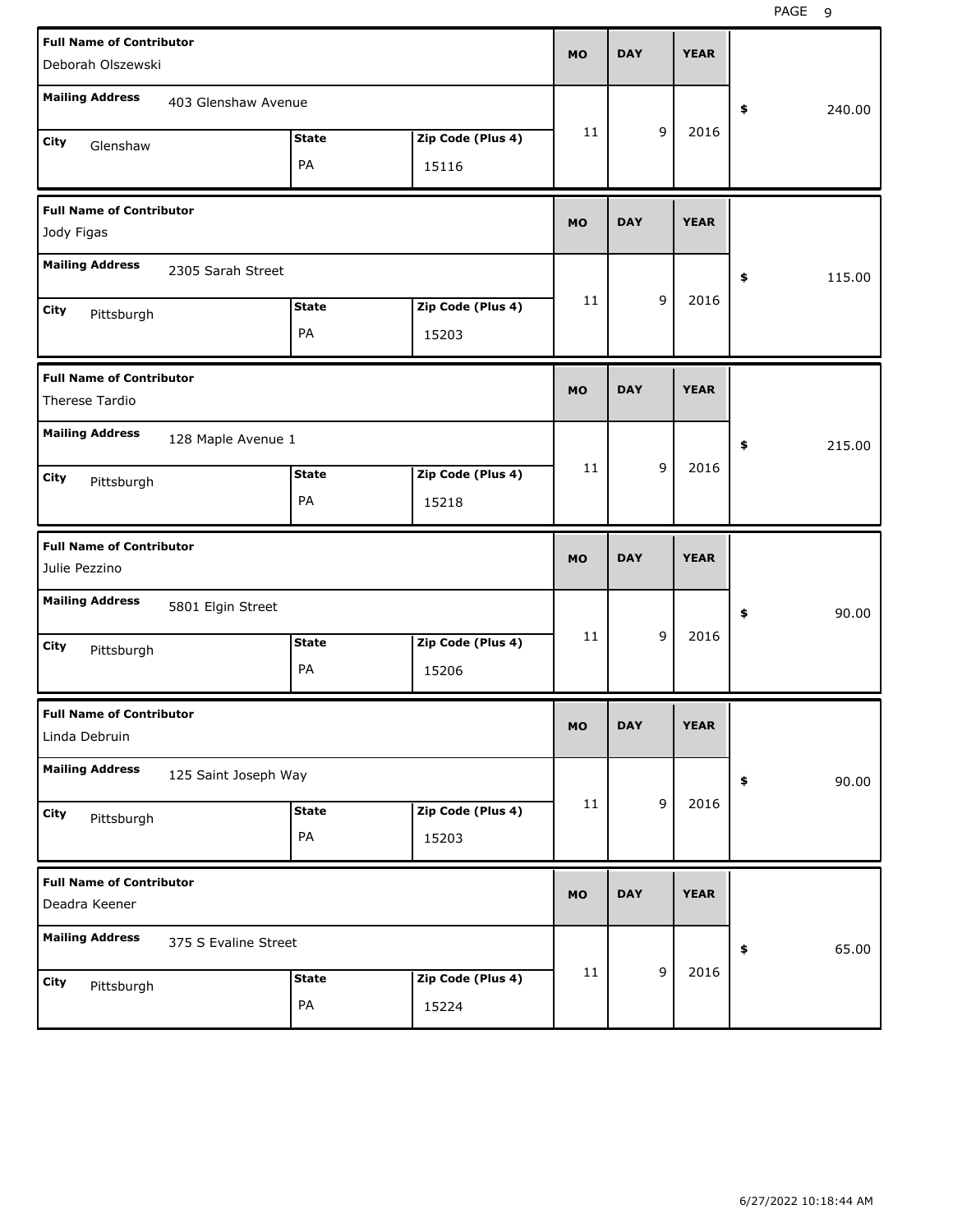| Full Name of Contributor | Mailing Address | City | State | Zip Code (Plus 4) | MO | DAY | YEAR | $ |
|---|---|---|---|---|---|---|---|---|
| Deborah Olszewski | 403 Glenshaw Avenue | Glenshaw | PA | 15116 | 11 | 9 | 2016 | 240.00 |
| Jody Figas | 2305 Sarah Street | Pittsburgh | PA | 15203 | 11 | 9 | 2016 | 115.00 |
| Therese Tardio | 128 Maple Avenue 1 | Pittsburgh | PA | 15218 | 11 | 9 | 2016 | 215.00 |
| Julie Pezzino | 5801 Elgin Street | Pittsburgh | PA | 15206 | 11 | 9 | 2016 | 90.00 |
| Linda Debruin | 125 Saint Joseph Way | Pittsburgh | PA | 15203 | 11 | 9 | 2016 | 90.00 |
| Deadra Keener | 375 S Evaline Street | Pittsburgh | PA | 15224 | 11 | 9 | 2016 | 65.00 |

6/27/2022 10:18:44 AM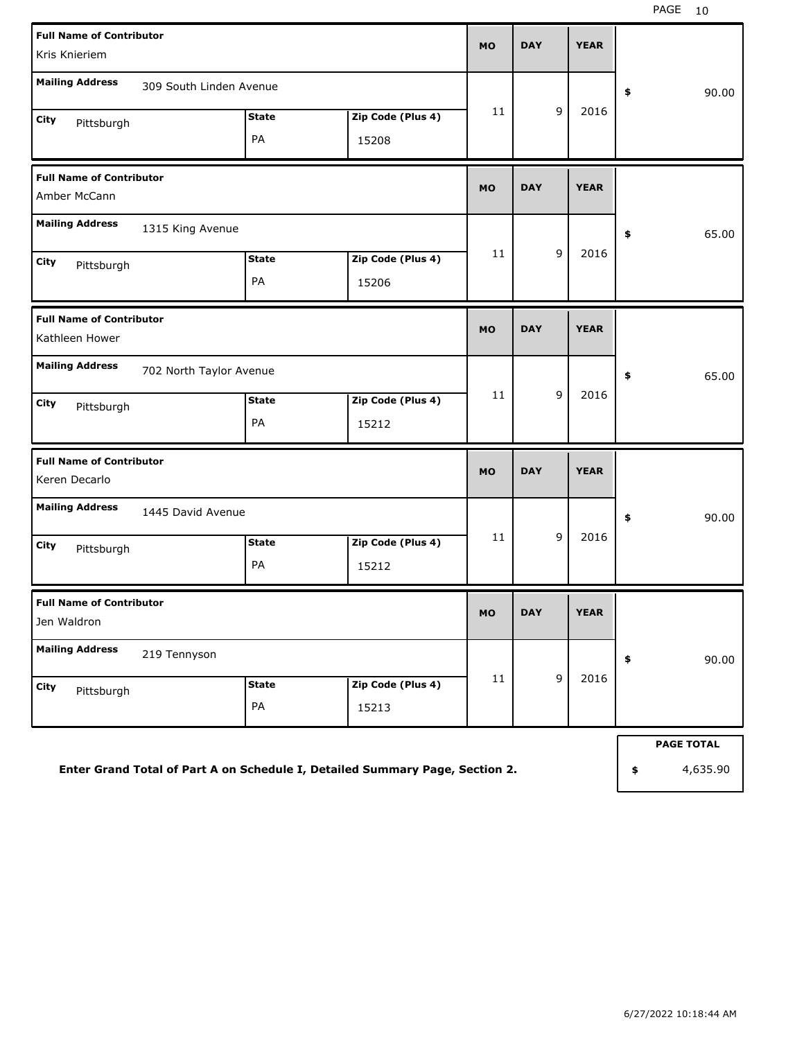| Full Name of Contributor | Mailing Address | City | State | Zip Code (Plus 4) | MO | DAY | YEAR | $ |
|---|---|---|---|---|---|---|---|---|
| Kris Knieriem | 309 South Linden Avenue | Pittsburgh | PA | 15208 | 11 | 9 | 2016 | 90.00 |
| Amber McCann | 1315 King Avenue | Pittsburgh | PA | 15206 | 11 | 9 | 2016 | 65.00 |
| Kathleen Hower | 702 North Taylor Avenue | Pittsburgh | PA | 15212 | 11 | 9 | 2016 | 65.00 |
| Keren Decarlo | 1445 David Avenue | Pittsburgh | PA | 15212 | 11 | 9 | 2016 | 90.00 |
| Jen Waldron | 219 Tennyson | Pittsburgh | PA | 15213 | 11 | 9 | 2016 | 90.00 |

**PAGE TOTAL** $ 4,635.90

**Enter Grand Total of Part A on Schedule I, Detailed Summary Page, Section 2.**

6/27/2022 10:18:44 AM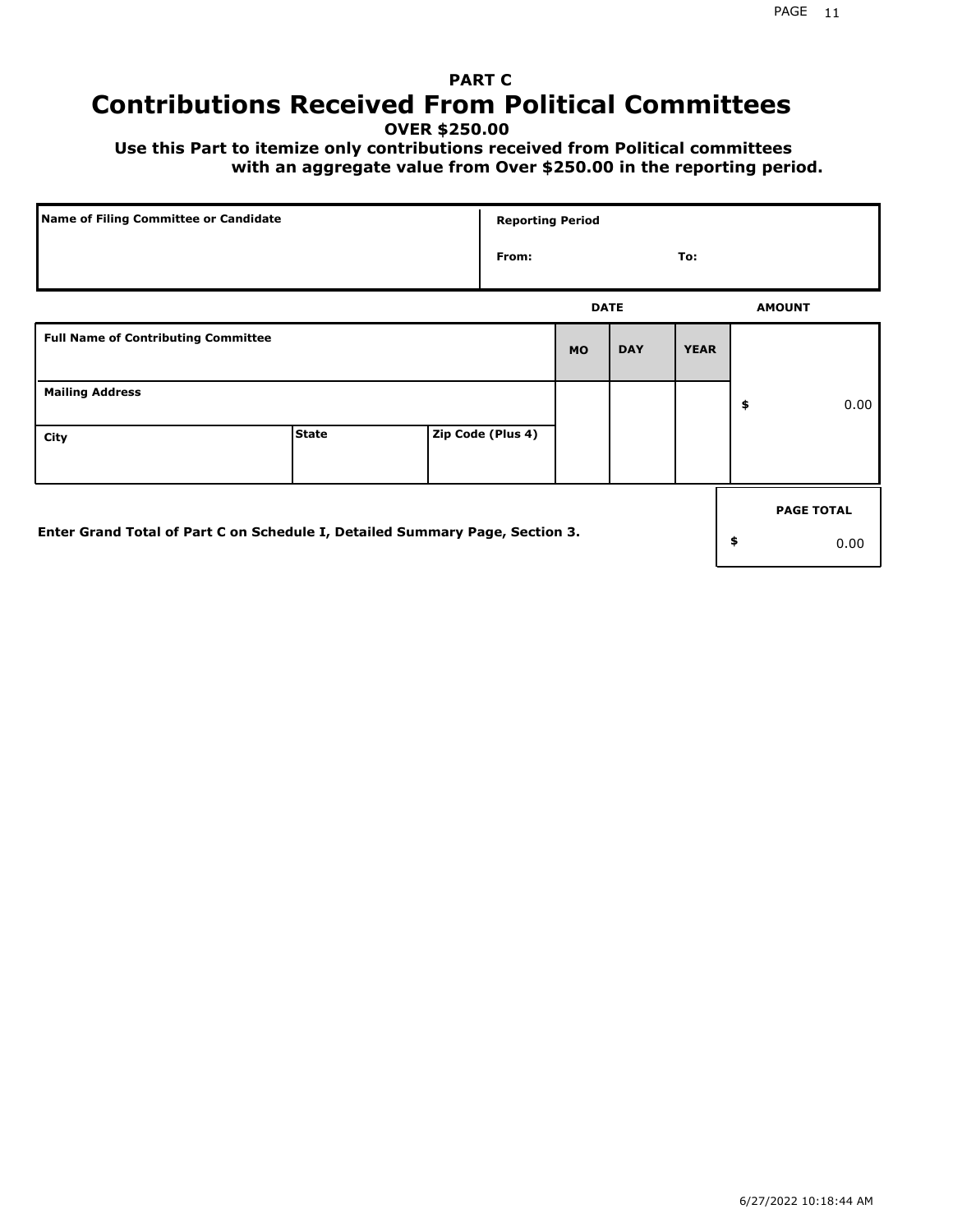# PART C
# Contributions Received From Political Committees

**OVER $250.00**

**Use this Part to itemize only contributions received from Political committees with an aggregate value from Over $250.00 in the reporting period.**

| Name of Filing Committee or Candidate | Reporting Period |
|---|---|
| | From: To: |

| Full Name of Contributing Committee | | | DATE MO | DATE DAY | DATE YEAR | AMOUNT |
|---|---|---|---|---|---|---|
| Mailing Address | | | | | | $ 0.00 |
| City | State | Zip Code (Plus 4) | | | | |

Enter Grand Total of Part C on Schedule I, Detailed Summary Page, Section 3.

| PAGE TOTAL |
|---|
| $ 0.00 |

6/27/2022 10:18:44 AM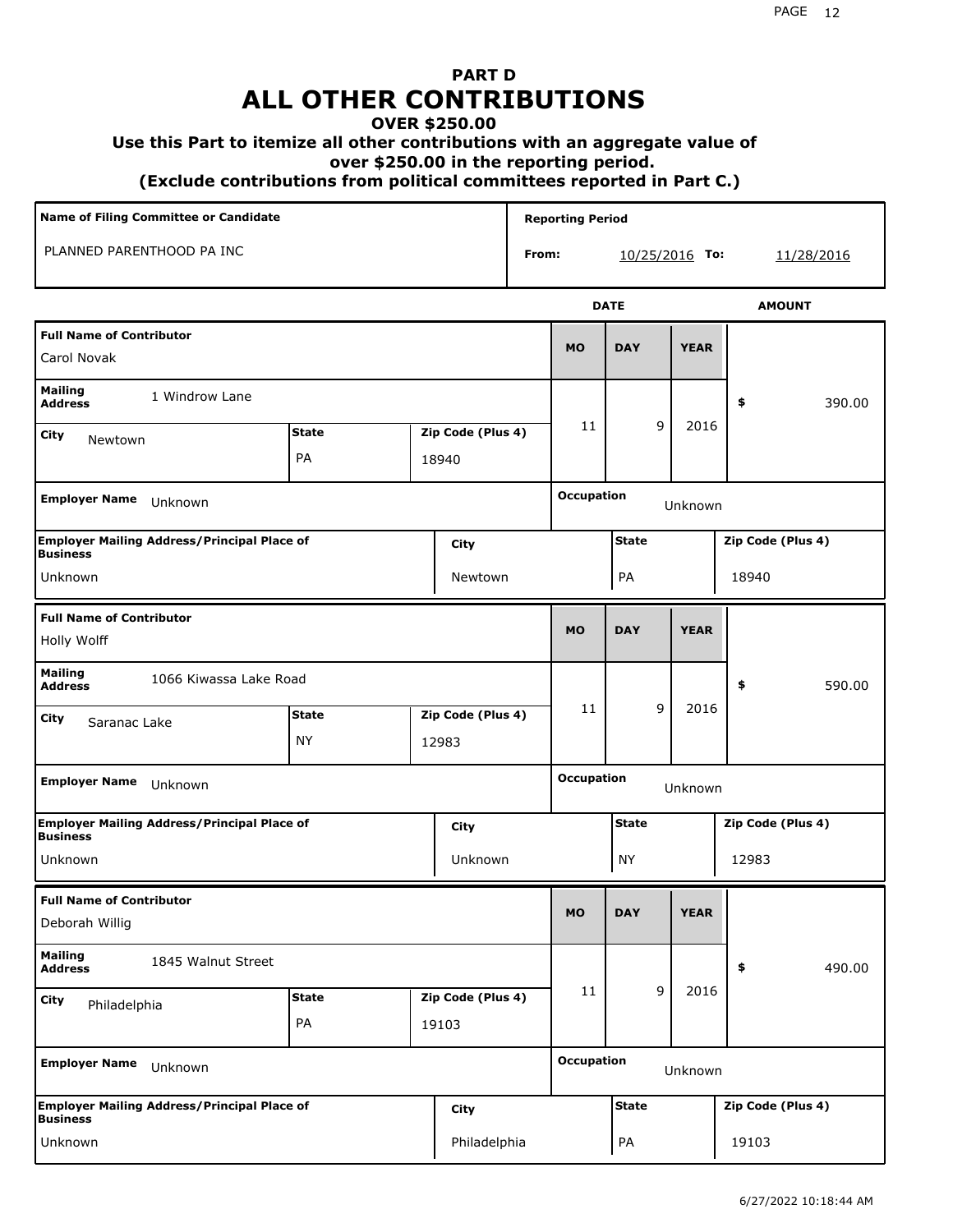# PART D
# ALL OTHER CONTRIBUTIONS
### OVER $250.00
### Use this Part to itemize all other contributions with an aggregate value of over $250.00 in the reporting period.
### (Exclude contributions from political committees reported in Part C.)

| Name of Filing Committee or Candidate | Reporting Period |
|---|---|
| PLANNED PARENTHOOD PA INC | From: 10/25/2016 To: 11/28/2016 |

| Full Name of Contributor | Mailing Address | City | State | Zip Code (Plus 4) | MO | DAY | YEAR | AMOUNT | Employer Name | Occupation | Employer Mailing Address/Principal Place of Business | City | State | Zip Code (Plus 4) |
|---|---|---|---|---|---|---|---|---|---|---|---|---|---|---|
| Carol Novak | 1 Windrow Lane | Newtown | PA | 18940 | 11 | 9 | 2016 | $ 390.00 | Unknown | Unknown | Unknown | Newtown | PA | 18940 |
| Holly Wolff | 1066 Kiwassa Lake Road | Saranac Lake | NY | 12983 | 11 | 9 | 2016 | $ 590.00 | Unknown | Unknown | Unknown | Unknown | NY | 12983 |
| Deborah Willig | 1845 Walnut Street | Philadelphia | PA | 19103 | 11 | 9 | 2016 | $ 490.00 | Unknown | Unknown | Unknown | Philadelphia | PA | 19103 |

6/27/2022 10:18:44 AM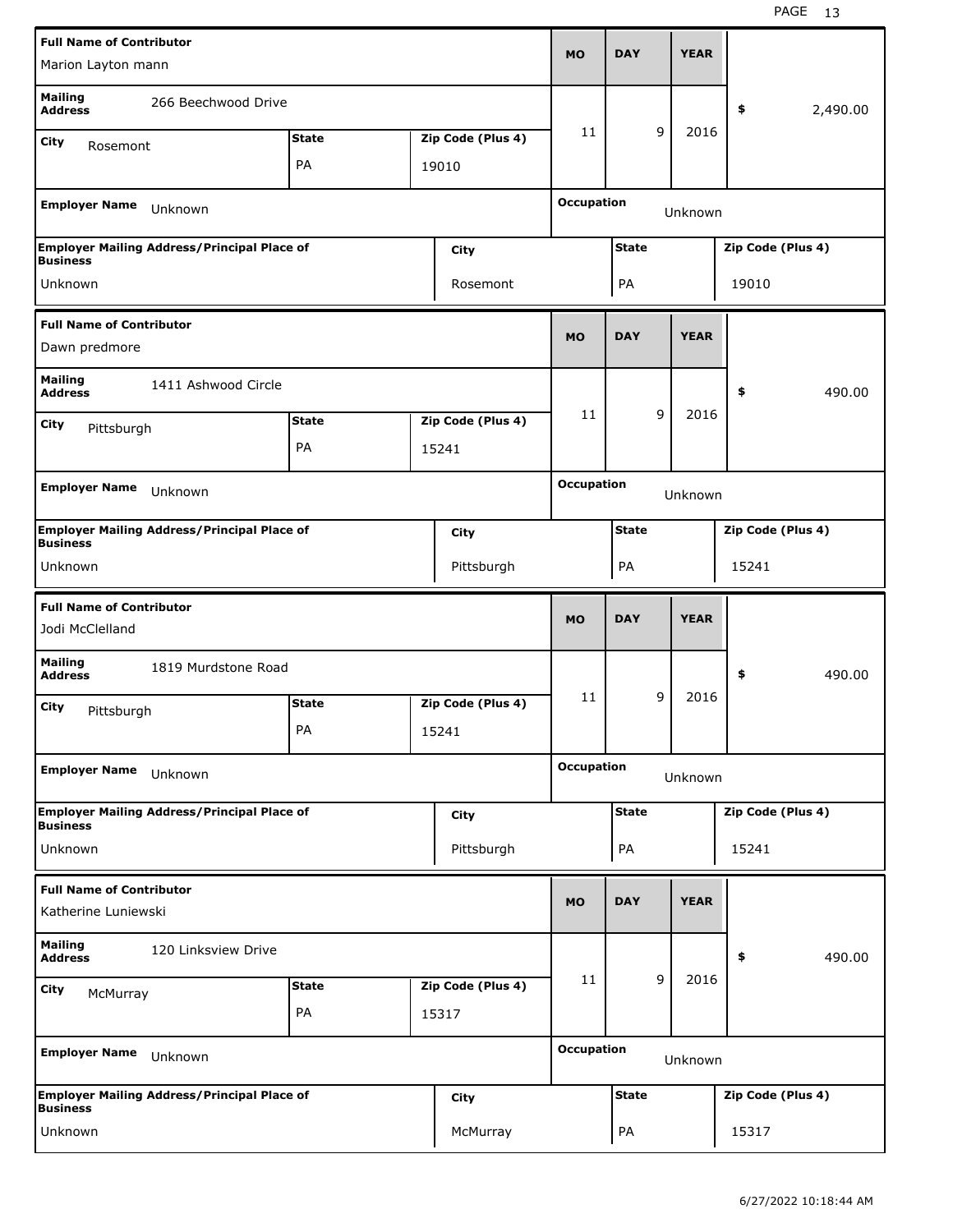| Full Name of Contributor | | | MO | DAY | YEAR | |
|---|---|---|---|---|---|---|
| Marion Layton mann | | | | | | |
| Mailing Address: 266 Beechwood Drive | | | 11 | 9 | 2016 | $ 2,490.00 |
| City: Rosemont | State: PA | Zip Code (Plus 4): 19010 | | | | |
| Employer Name: Unknown | | | Occupation: Unknown | | | |
| Employer Mailing Address/Principal Place of Business: Unknown | | City: Rosemont | | State: PA | | Zip Code (Plus 4): 19010 |

| Full Name of Contributor | | | MO | DAY | YEAR | |
|---|---|---|---|---|---|---|
| Dawn predmore | | | | | | |
| Mailing Address: 1411 Ashwood Circle | | | 11 | 9 | 2016 | $ 490.00 |
| City: Pittsburgh | State: PA | Zip Code (Plus 4): 15241 | | | | |
| Employer Name: Unknown | | | Occupation: Unknown | | | |
| Employer Mailing Address/Principal Place of Business: Unknown | | City: Pittsburgh | | State: PA | | Zip Code (Plus 4): 15241 |

| Full Name of Contributor | | | MO | DAY | YEAR | |
|---|---|---|---|---|---|---|
| Jodi McClelland | | | | | | |
| Mailing Address: 1819 Murdstone Road | | | 11 | 9 | 2016 | $ 490.00 |
| City: Pittsburgh | State: PA | Zip Code (Plus 4): 15241 | | | | |
| Employer Name: Unknown | | | Occupation: Unknown | | | |
| Employer Mailing Address/Principal Place of Business: Unknown | | City: Pittsburgh | | State: PA | | Zip Code (Plus 4): 15241 |

| Full Name of Contributor | | | MO | DAY | YEAR | |
|---|---|---|---|---|---|---|
| Katherine Luniewski | | | | | | |
| Mailing Address: 120 Linksview Drive | | | 11 | 9 | 2016 | $ 490.00 |
| City: McMurray | State: PA | Zip Code (Plus 4): 15317 | | | | |
| Employer Name: Unknown | | | Occupation: Unknown | | | |
| Employer Mailing Address/Principal Place of Business: Unknown | | City: McMurray | | State: PA | | Zip Code (Plus 4): 15317 |

6/27/2022 10:18:44 AM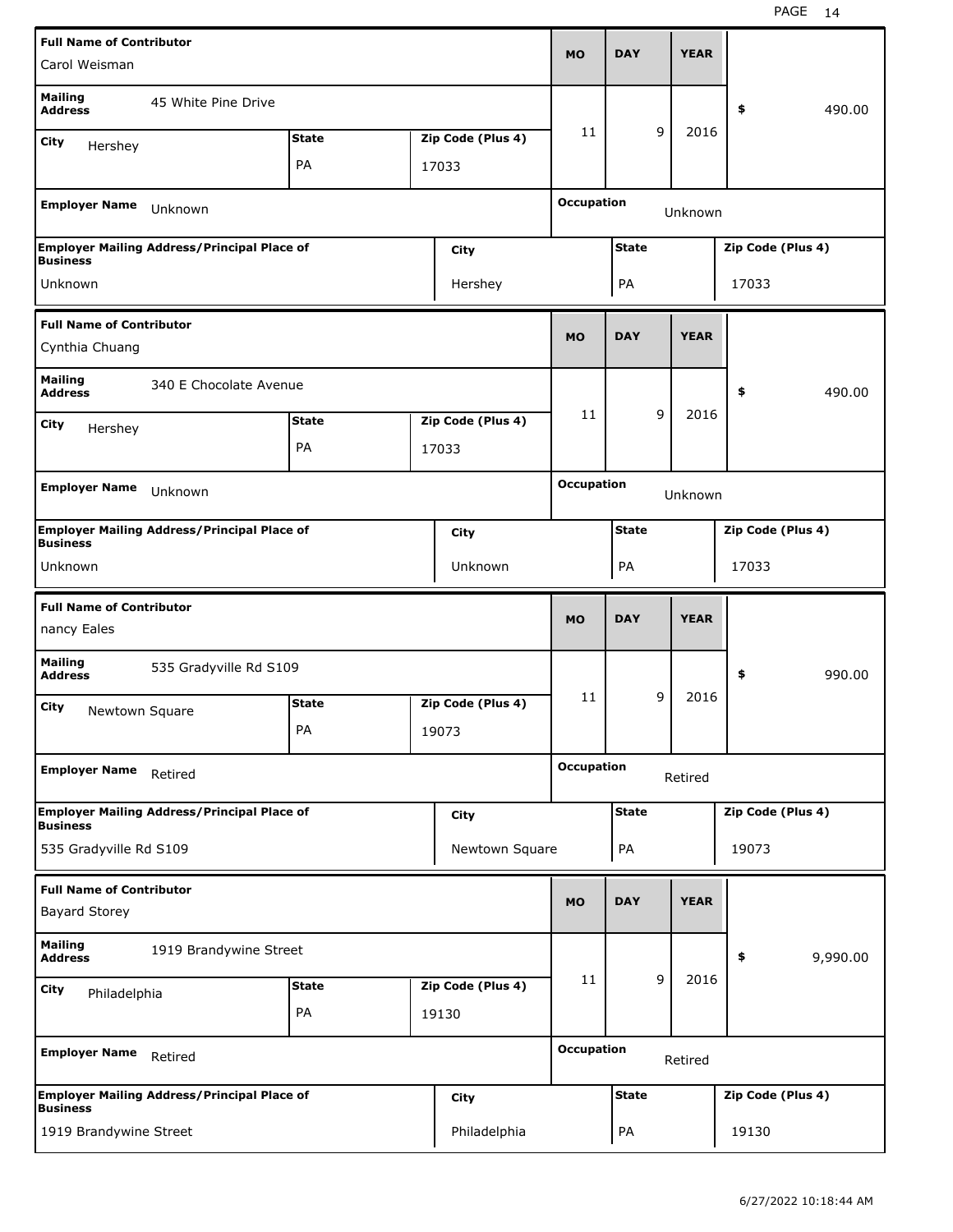| Full Name of Contributor | | | | MO | DAY | YEAR | |
|---|---|---|---|---|---|---|---|
| Carol Weisman | | | | | | | |
| Mailing Address | 45 White Pine Drive | | | 11 | 9 | 2016 | $ 490.00 |
| City | Hershey | State PA | Zip Code (Plus 4) 17033 | | | | |
| Employer Name | Unknown | | | Occupation | Unknown | | |
| Employer Mailing Address/Principal Place of Business | | City | | State | | Zip Code (Plus 4) | |
| Unknown | | Hershey | | PA | | 17033 | |

| Full Name of Contributor | | | | MO | DAY | YEAR | |
|---|---|---|---|---|---|---|---|
| Cynthia Chuang | | | | | | | |
| Mailing Address | 340 E Chocolate Avenue | | | 11 | 9 | 2016 | $ 490.00 |
| City | Hershey | State PA | Zip Code (Plus 4) 17033 | | | | |
| Employer Name | Unknown | | | Occupation | Unknown | | |
| Employer Mailing Address/Principal Place of Business | | City | | State | | Zip Code (Plus 4) | |
| Unknown | | Unknown | | PA | | 17033 | |

| Full Name of Contributor | | | | MO | DAY | YEAR | |
|---|---|---|---|---|---|---|---|
| nancy Eales | | | | | | | |
| Mailing Address | 535 Gradyville Rd S109 | | | 11 | 9 | 2016 | $ 990.00 |
| City | Newtown Square | State PA | Zip Code (Plus 4) 19073 | | | | |
| Employer Name | Retired | | | Occupation | Retired | | |
| Employer Mailing Address/Principal Place of Business | | City | | State | | Zip Code (Plus 4) | |
| 535 Gradyville Rd S109 | | Newtown Square | | PA | | 19073 | |

| Full Name of Contributor | | | | MO | DAY | YEAR | |
|---|---|---|---|---|---|---|---|
| Bayard Storey | | | | | | | |
| Mailing Address | 1919 Brandywine Street | | | 11 | 9 | 2016 | $ 9,990.00 |
| City | Philadelphia | State PA | Zip Code (Plus 4) 19130 | | | | |
| Employer Name | Retired | | | Occupation | Retired | | |
| Employer Mailing Address/Principal Place of Business | | City | | State | | Zip Code (Plus 4) | |
| 1919 Brandywine Street | | Philadelphia | | PA | | 19130 | |

6/27/2022 10:18:44 AM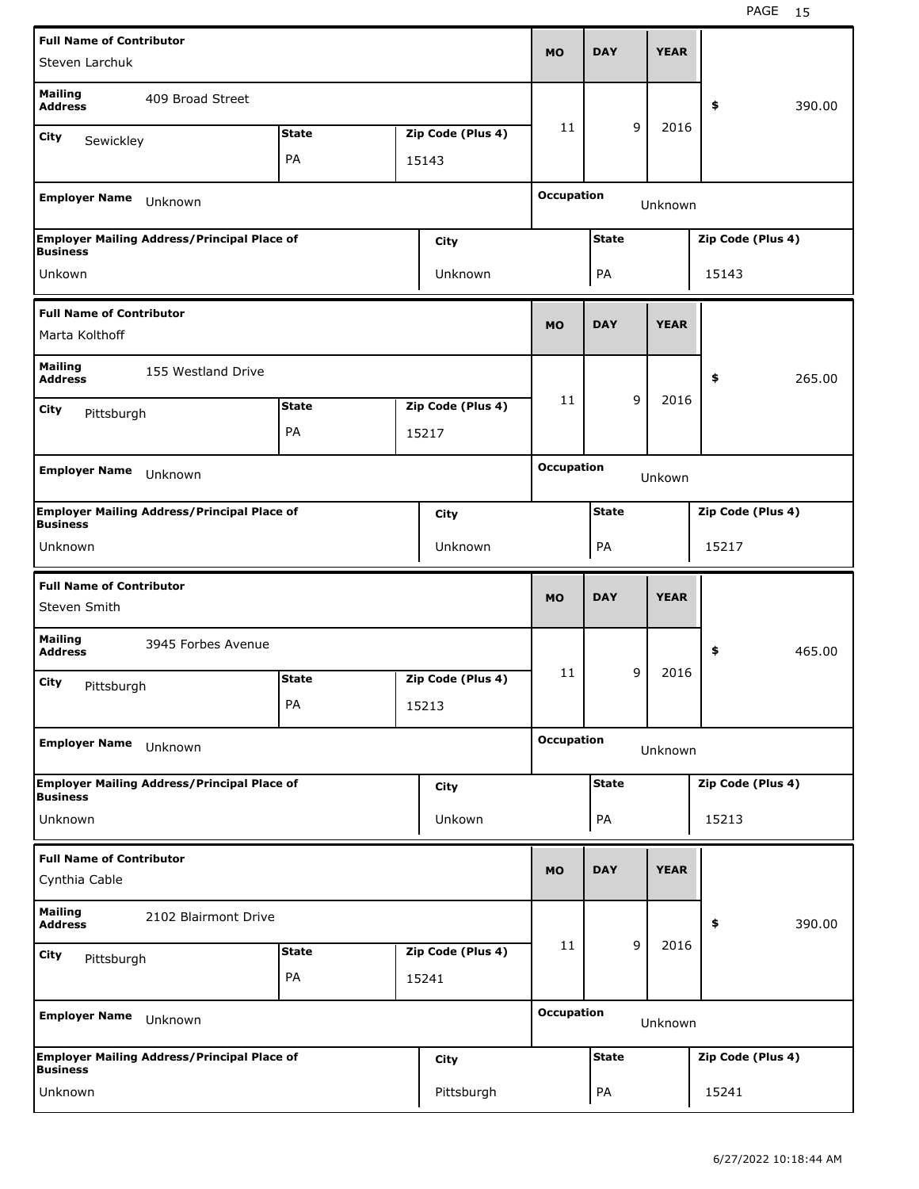| Full Name of Contributor | | | MO | DAY | YEAR | |
|---|---|---|---|---|---|---|
| Steven Larchuk | | | | | | |
| Mailing Address: 409 Broad Street | | | 11 | 9 | 2016 | $ 390.00 |
| City: Sewickley | State: PA | Zip Code (Plus 4): 15143 | | | | |
| Employer Name: Unknown | | | Occupation: Unknown | | | |
| Employer Mailing Address/Principal Place of Business: Unkown | City: Unknown | | State: PA | | Zip Code (Plus 4): 15143 | |

| Full Name of Contributor | | | MO | DAY | YEAR | |
|---|---|---|---|---|---|---|
| Marta Kolthoff | | | | | | |
| Mailing Address: 155 Westland Drive | | | 11 | 9 | 2016 | $ 265.00 |
| City: Pittsburgh | State: PA | Zip Code (Plus 4): 15217 | | | | |
| Employer Name: Unknown | | | Occupation: Unkown | | | |
| Employer Mailing Address/Principal Place of Business: Unknown | City: Unknown | | State: PA | | Zip Code (Plus 4): 15217 | |

| Full Name of Contributor | | | MO | DAY | YEAR | |
|---|---|---|---|---|---|---|
| Steven Smith | | | | | | |
| Mailing Address: 3945 Forbes Avenue | | | 11 | 9 | 2016 | $ 465.00 |
| City: Pittsburgh | State: PA | Zip Code (Plus 4): 15213 | | | | |
| Employer Name: Unknown | | | Occupation: Unknown | | | |
| Employer Mailing Address/Principal Place of Business: Unknown | City: Unkown | | State: PA | | Zip Code (Plus 4): 15213 | |

| Full Name of Contributor | | | MO | DAY | YEAR | |
|---|---|---|---|---|---|---|
| Cynthia Cable | | | | | | |
| Mailing Address: 2102 Blairmont Drive | | | 11 | 9 | 2016 | $ 390.00 |
| City: Pittsburgh | State: PA | Zip Code (Plus 4): 15241 | | | | |
| Employer Name: Unknown | | | Occupation: Unknown | | | |
| Employer Mailing Address/Principal Place of Business: Unknown | City: Pittsburgh | | State: PA | | Zip Code (Plus 4): 15241 | |

6/27/2022 10:18:44 AM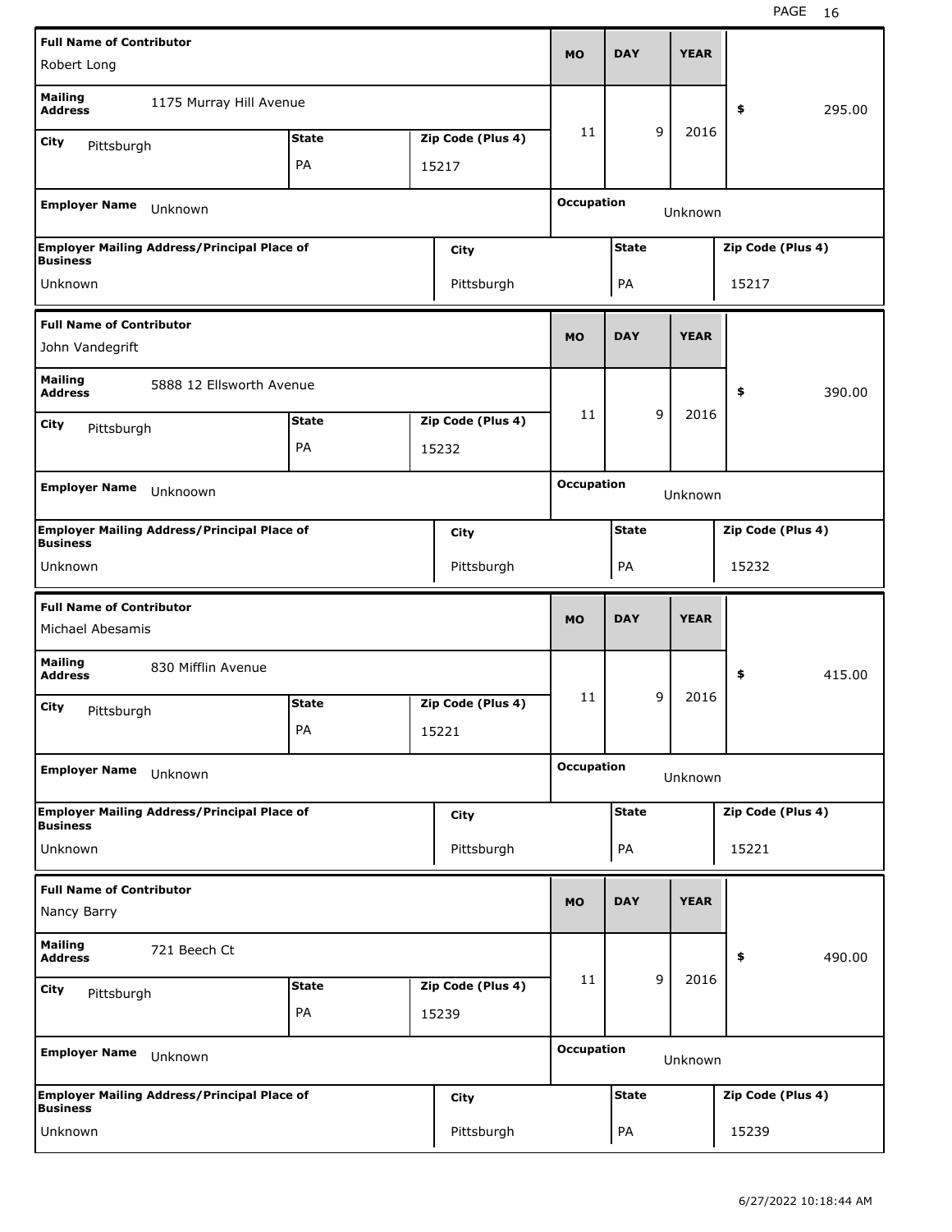| Full Name of Contributor | | | | MO | DAY | YEAR | |
|---|---|---|---|---|---|---|---|
| Robert Long | | | | | | | |
| Mailing Address | 1175 Murray Hill Avenue | | | 11 | 9 | 2016 | $ 295.00 |
| City | Pittsburgh | State PA | Zip Code (Plus 4) 15217 | | | | |
| Employer Name | Unknown | | | Occupation | Unknown | | |
| Employer Mailing Address/Principal Place of Business | Unknown | City Pittsburgh | | State PA | | Zip Code (Plus 4) 15217 | |

| Full Name of Contributor | | | | MO | DAY | YEAR | |
|---|---|---|---|---|---|---|---|
| John Vandegrift | | | | | | | |
| Mailing Address | 5888 12 Ellsworth Avenue | | | 11 | 9 | 2016 | $ 390.00 |
| City | Pittsburgh | State PA | Zip Code (Plus 4) 15232 | | | | |
| Employer Name | Unknoown | | | Occupation | Unknown | | |
| Employer Mailing Address/Principal Place of Business | Unknown | City Pittsburgh | | State PA | | Zip Code (Plus 4) 15232 | |

| Full Name of Contributor | | | | MO | DAY | YEAR | |
|---|---|---|---|---|---|---|---|
| Michael Abesamis | | | | | | | |
| Mailing Address | 830 Mifflin Avenue | | | 11 | 9 | 2016 | $ 415.00 |
| City | Pittsburgh | State PA | Zip Code (Plus 4) 15221 | | | | |
| Employer Name | Unknown | | | Occupation | Unknown | | |
| Employer Mailing Address/Principal Place of Business | Unknown | City Pittsburgh | | State PA | | Zip Code (Plus 4) 15221 | |

| Full Name of Contributor | | | | MO | DAY | YEAR | |
|---|---|---|---|---|---|---|---|
| Nancy Barry | | | | | | | |
| Mailing Address | 721 Beech Ct | | | 11 | 9 | 2016 | $ 490.00 |
| City | Pittsburgh | State PA | Zip Code (Plus 4) 15239 | | | | |
| Employer Name | Unknown | | | Occupation | Unknown | | |
| Employer Mailing Address/Principal Place of Business | Unknown | City Pittsburgh | | State PA | | Zip Code (Plus 4) 15239 | |

6/27/2022 10:18:44 AM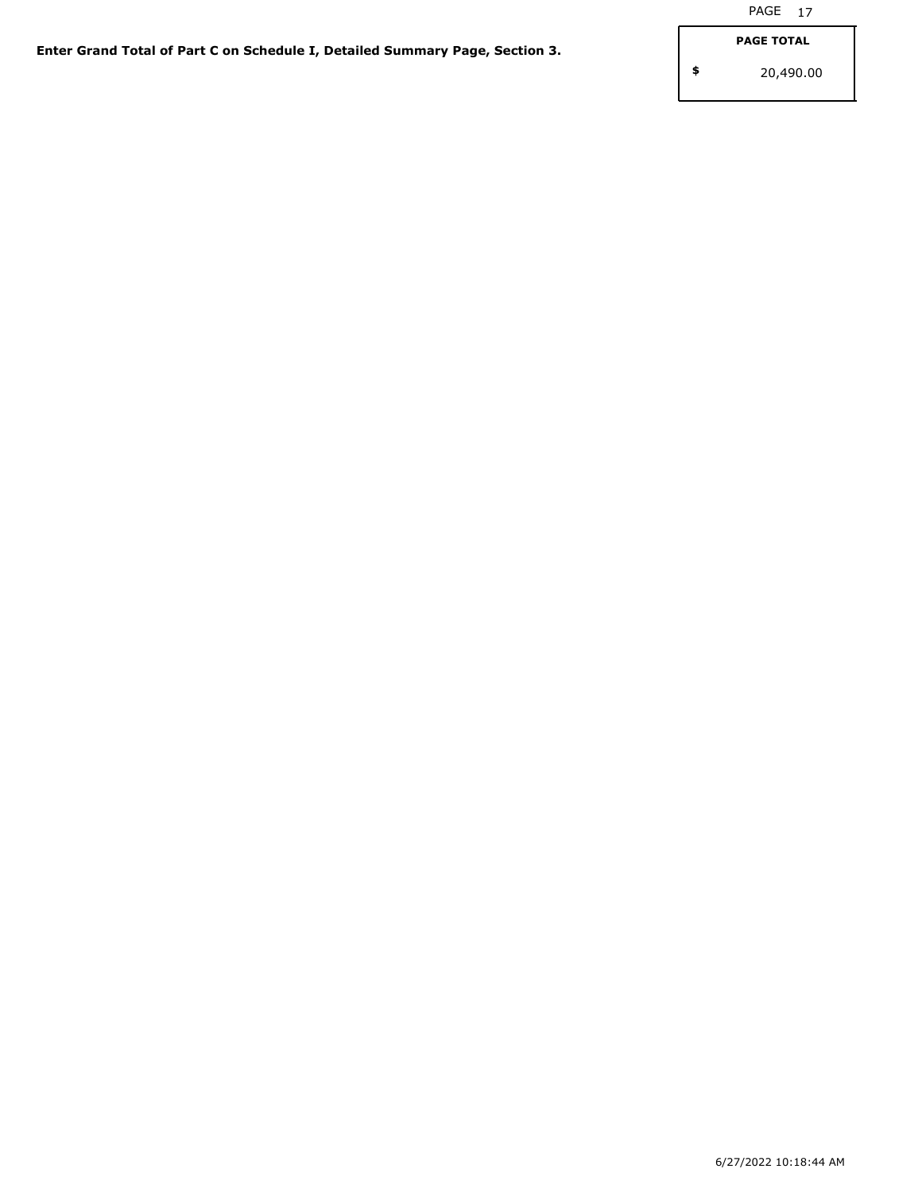**Enter Grand Total of Part C on Schedule I, Detailed Summary Page, Section 3.**

| PAGE TOTAL |
|---|
| $ 20,490.00 |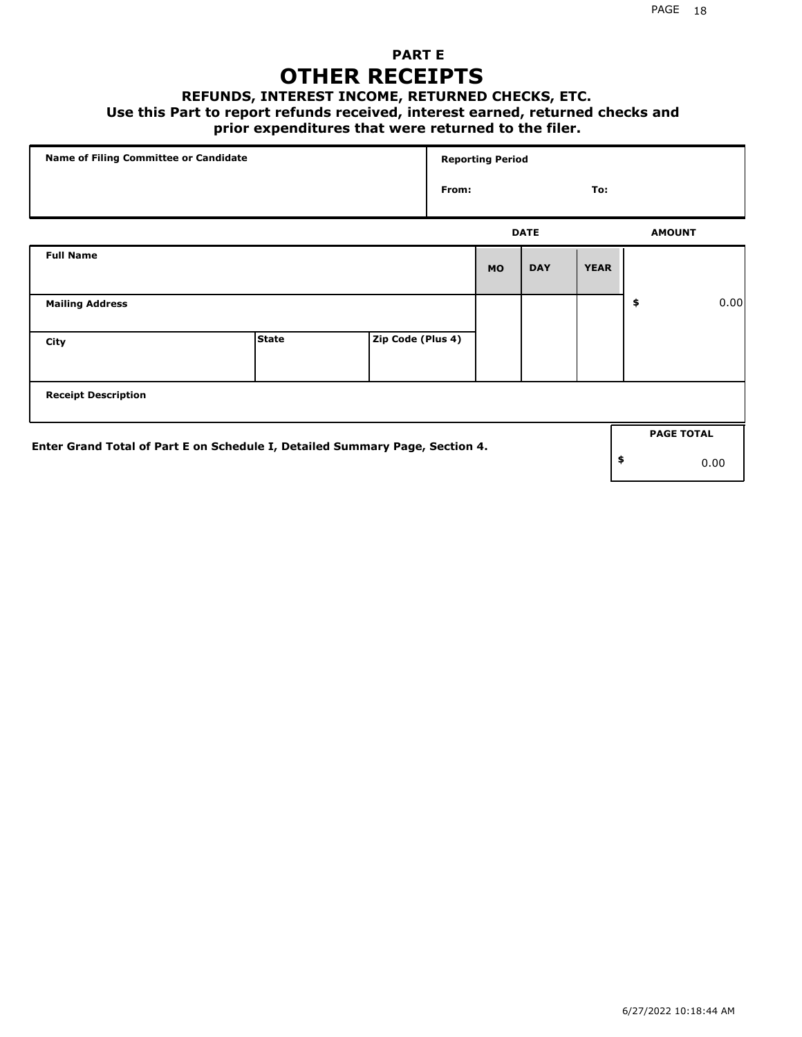# PART E

# OTHER RECEIPTS

### REFUNDS, INTEREST INCOME, RETURNED CHECKS, ETC.

### Use this Part to report refunds received, interest earned, returned checks and prior expenditures that were returned to the filer.

| Name of Filing Committee or Candidate | Reporting Period | |
|---|---|---|
| | From: | To: |

| | | | DATE | | | AMOUNT |
|---|---|---|---|---|---|---|
| **Full Name** | | | **MO** | **DAY** | **YEAR** | |
| **Mailing Address** | | | | | | $ 0.00 |
| **City** | **State** | **Zip Code (Plus 4)** | | | | |
| **Receipt Description** | | | | | | |

**Enter Grand Total of Part E on Schedule I, Detailed Summary Page, Section 4.**

| PAGE TOTAL |
|---|
| $ 0.00 |

6/27/2022 10:18:44 AM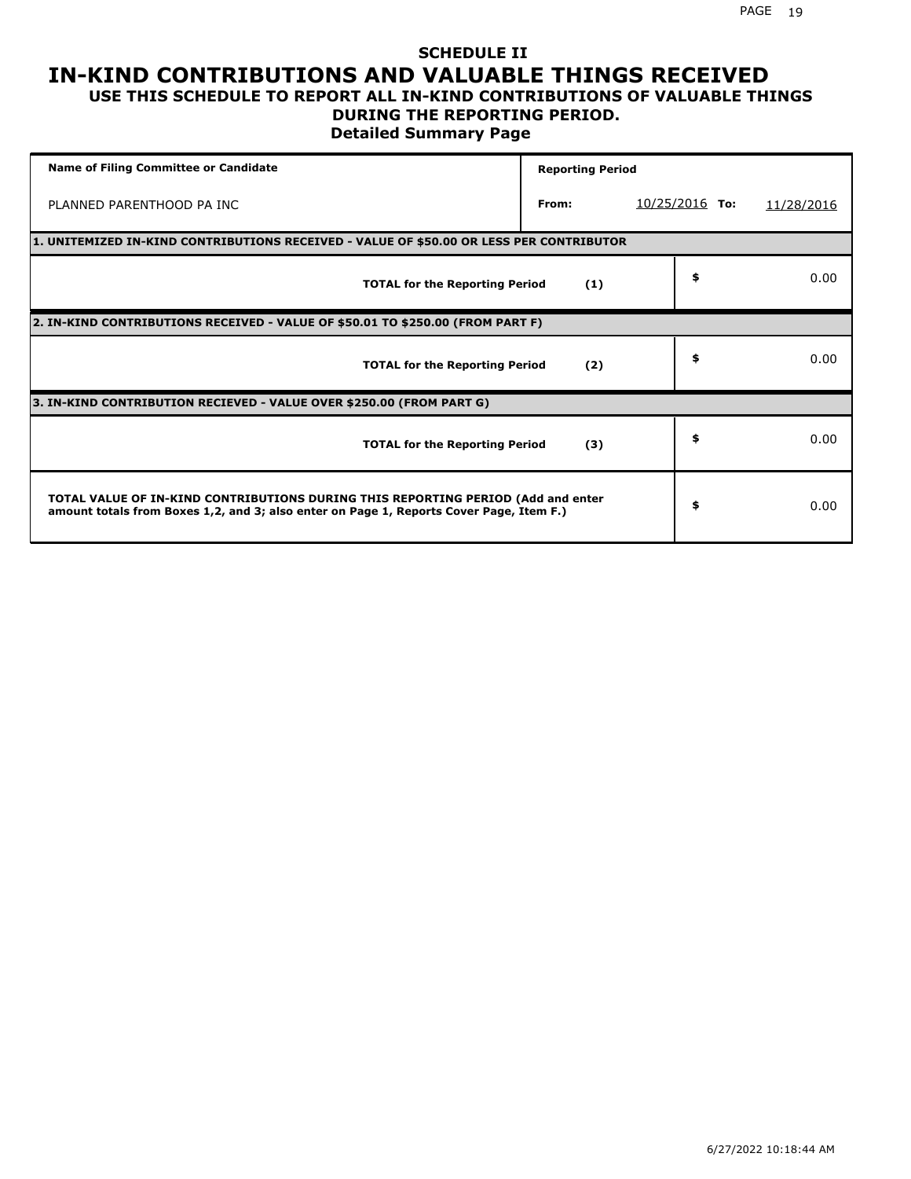# SCHEDULE II
# IN-KIND CONTRIBUTIONS AND VALUABLE THINGS RECEIVED
### USE THIS SCHEDULE TO REPORT ALL IN-KIND CONTRIBUTIONS OF VALUABLE THINGS DURING THE REPORTING PERIOD.
### Detailed Summary Page

| Name of Filing Committee or Candidate | Reporting Period | | | |
|---|---|---|---|---|
| PLANNED PARENTHOOD PA INC | From: | 10/25/2016 | To: | 11/28/2016 |

| **1. UNITEMIZED IN-KIND CONTRIBUTIONS RECEIVED - VALUE OF $50.00 OR LESS PER CONTRIBUTOR** | | |
|---|---|---|
| **TOTAL for the Reporting Period** | **(1)** | $ 0.00 |
| **2. IN-KIND CONTRIBUTIONS RECEIVED - VALUE OF $50.01 TO $250.00 (FROM PART F)** | | |
| **TOTAL for the Reporting Period** | **(2)** | $ 0.00 |
| **3. IN-KIND CONTRIBUTION RECIEVED - VALUE OVER $250.00 (FROM PART G)** | | |
| **TOTAL for the Reporting Period** | **(3)** | $ 0.00 |
| **TOTAL VALUE OF IN-KIND CONTRIBUTIONS DURING THIS REPORTING PERIOD (Add and enter amount totals from Boxes 1,2, and 3; also enter on Page 1, Reports Cover Page, Item F.)** | | $ 0.00 |

6/27/2022 10:18:44 AM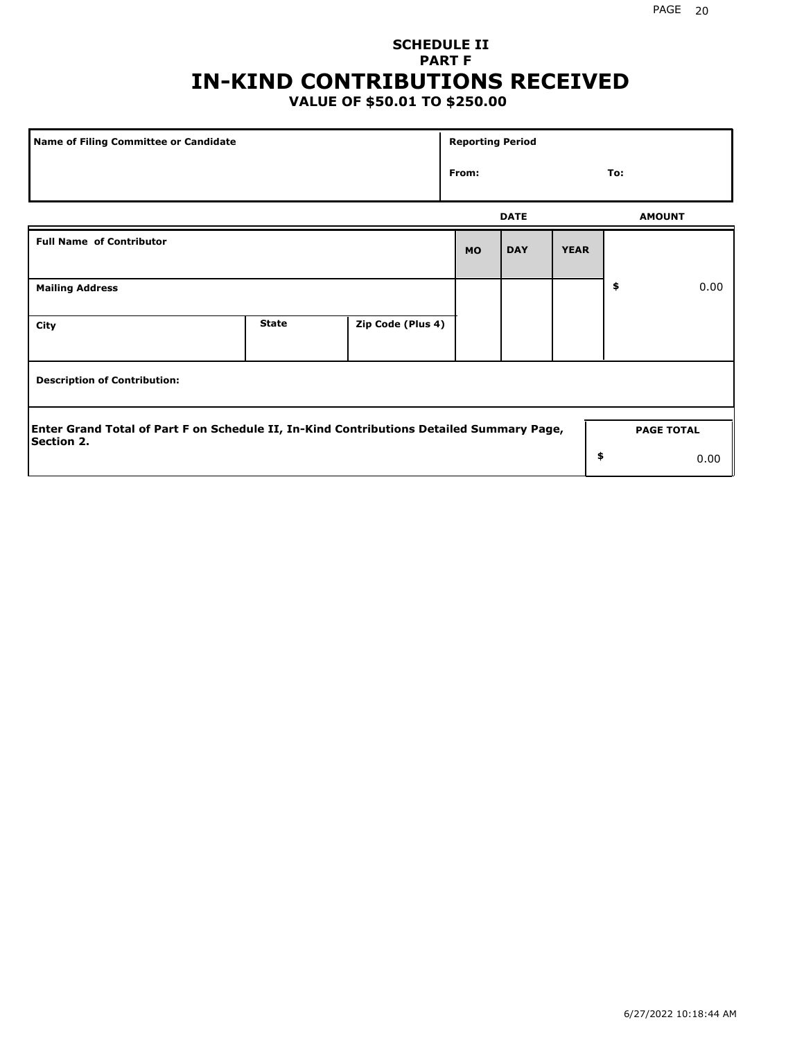# SCHEDULE II
## PART F
# IN-KIND CONTRIBUTIONS RECEIVED
### VALUE OF $50.01 TO $250.00

| Name of Filing Committee or Candidate | Reporting Period | |
|---|---|---|
| | From: | To: |

| Full Name of Contributor | | | DATE MO | DATE DAY | DATE YEAR | AMOUNT |
|---|---|---|---|---|---|---|
| Mailing Address | | | | | | $ 0.00 |
| City | State | Zip Code (Plus 4) | | | | |
| Description of Contribution: | | | | | | |

| Enter Grand Total of Part F on Schedule II, In-Kind Contributions Detailed Summary Page, Section 2. | PAGE TOTAL |
|---|---|
| | $ 0.00 |

6/27/2022 10:18:44 AM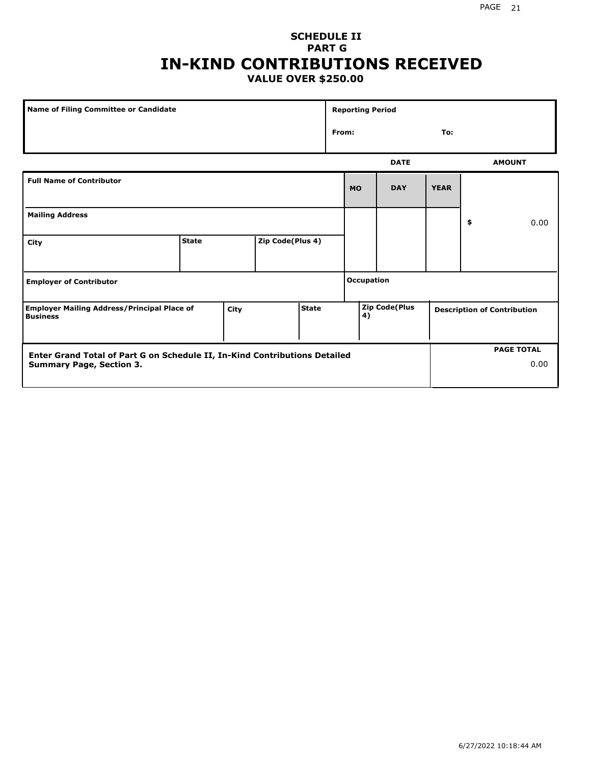## SCHEDULE II
## PART G
# IN-KIND CONTRIBUTIONS RECEIVED
### VALUE OVER $250.00

| Name of Filing Committee or Candidate | Reporting Period |
|---|---|
| | From: To: |

| | | | DATE | | | AMOUNT |
|---|---|---|---|---|---|---|
| Full Name of Contributor | | | MO | DAY | YEAR | |
| Mailing Address | | | | | | $ 0.00 |
| City | State | Zip Code(Plus 4) | | | | |
| Employer of Contributor | | | Occupation | | | |

| Employer Mailing Address/Principal Place of Business | City | State | Zip Code(Plus 4) | Description of Contribution |
|---|---|---|---|---|
| | | | | |

| Enter Grand Total of Part G on Schedule II, In-Kind Contributions Detailed Summary Page, Section 3. | PAGE TOTAL |
|---|---|
| | 0.00 |

6/27/2022 10:18:44 AM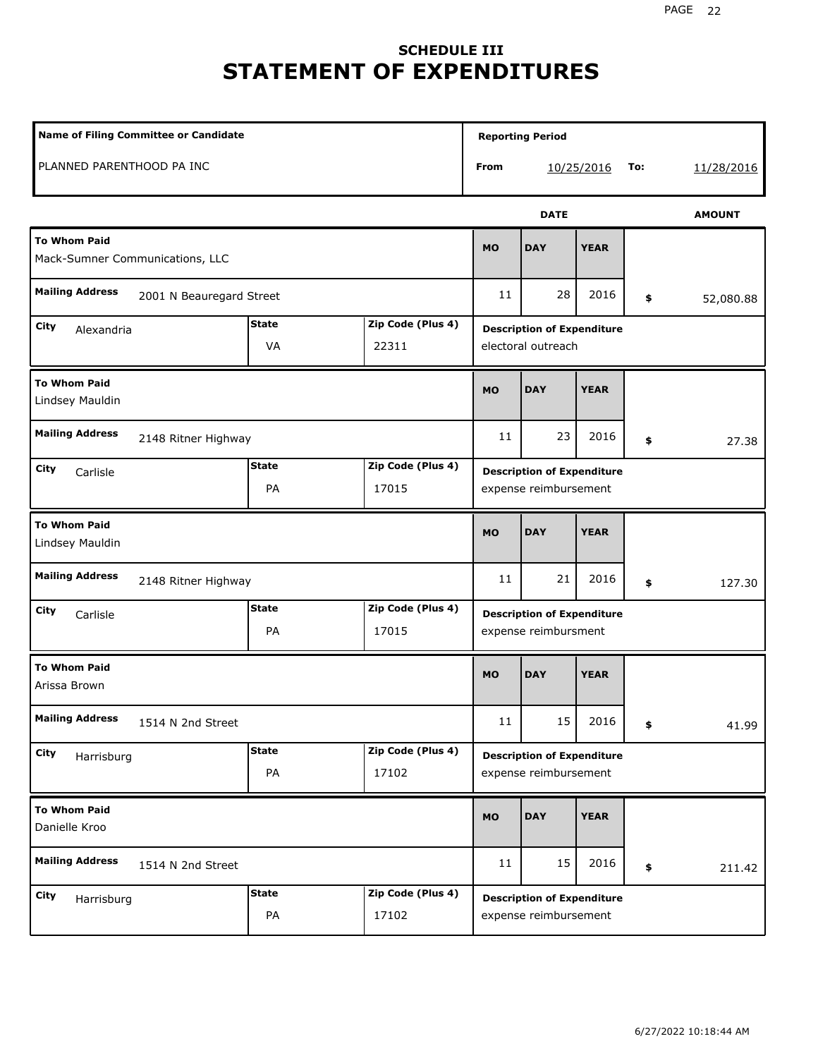# SCHEDULE III
# STATEMENT OF EXPENDITURES

| Name of Filing Committee or Candidate | Reporting Period | | | |
|---|---|---|---|---|
| PLANNED PARENTHOOD PA INC | From | 10/25/2016 | To: | 11/28/2016 |

| To Whom Paid | Mailing Address | City | State | Zip Code (Plus 4) | MO | DAY | YEAR | AMOUNT | Description of Expenditure |
|---|---|---|---|---|---|---|---|---|---|
| Mack-Sumner Communications, LLC | 2001 N Beauregard Street | Alexandria | VA | 22311 | 11 | 28 | 2016 | $ 52,080.88 | electoral outreach |
| Lindsey Mauldin | 2148 Ritner Highway | Carlisle | PA | 17015 | 11 | 23 | 2016 | $ 27.38 | expense reimbursement |
| Lindsey Mauldin | 2148 Ritner Highway | Carlisle | PA | 17015 | 11 | 21 | 2016 | $ 127.30 | expense reimbursment |
| Arissa Brown | 1514 N 2nd Street | Harrisburg | PA | 17102 | 11 | 15 | 2016 | $ 41.99 | expense reimbursement |
| Danielle Kroo | 1514 N 2nd Street | Harrisburg | PA | 17102 | 11 | 15 | 2016 | $ 211.42 | expense reimbursement |

6/27/2022 10:18:44 AM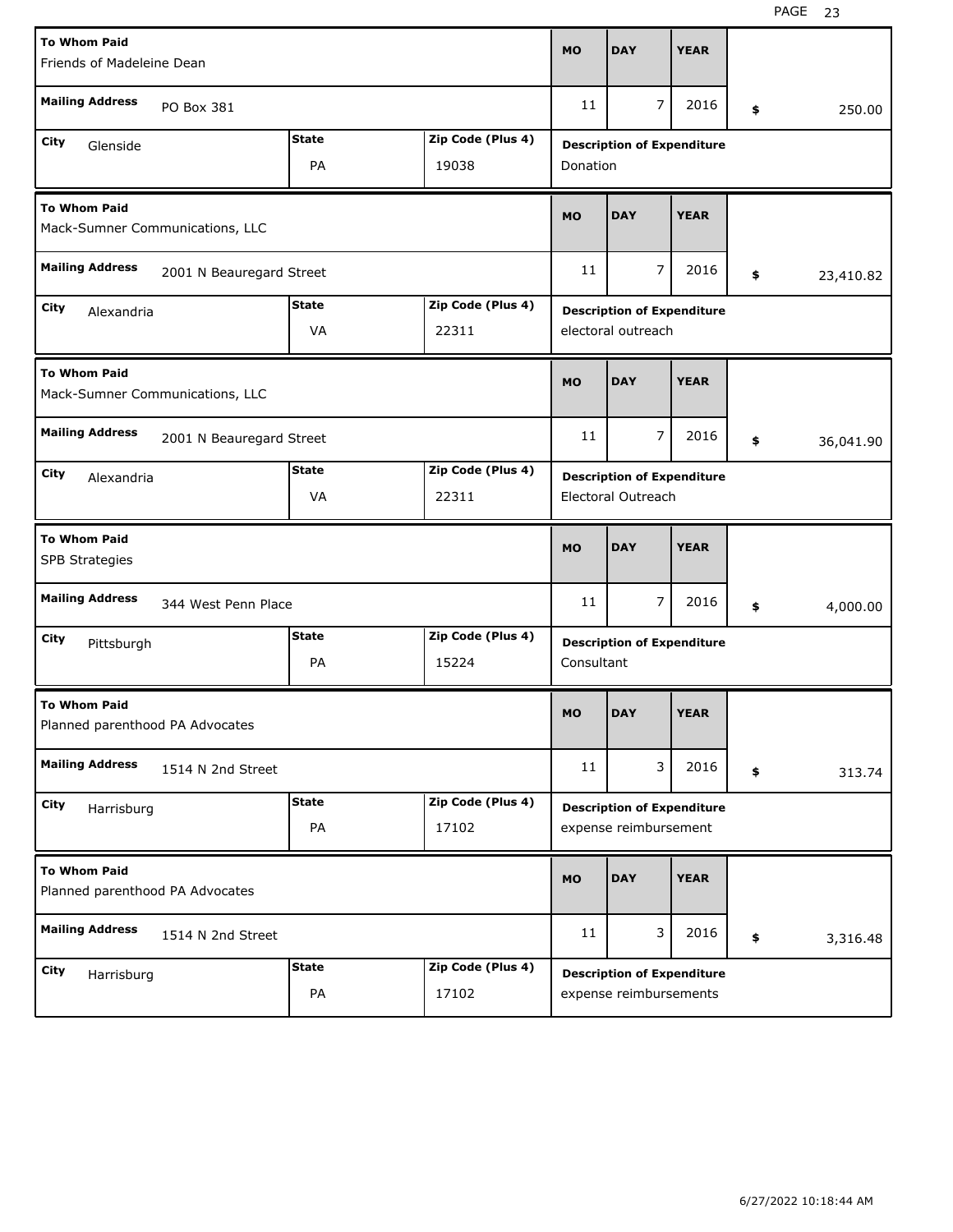| To Whom Paid | Mailing Address | City | State | Zip Code (Plus 4) | MO | DAY | YEAR | Description of Expenditure | $ |
|---|---|---|---|---|---|---|---|---|---|
| Friends of Madeleine Dean | PO Box 381 | Glenside | PA | 19038 | 11 | 7 | 2016 | Donation | 250.00 |
| Mack-Sumner Communications, LLC | 2001 N Beauregard Street | Alexandria | VA | 22311 | 11 | 7 | 2016 | electoral outreach | 23,410.82 |
| Mack-Sumner Communications, LLC | 2001 N Beauregard Street | Alexandria | VA | 22311 | 11 | 7 | 2016 | Electoral Outreach | 36,041.90 |
| SPB Strategies | 344 West Penn Place | Pittsburgh | PA | 15224 | 11 | 7 | 2016 | Consultant | 4,000.00 |
| Planned parenthood PA Advocates | 1514 N 2nd Street | Harrisburg | PA | 17102 | 11 | 3 | 2016 | expense reimbursement | 313.74 |
| Planned parenthood PA Advocates | 1514 N 2nd Street | Harrisburg | PA | 17102 | 11 | 3 | 2016 | expense reimbursements | 3,316.48 |

6/27/2022 10:18:44 AM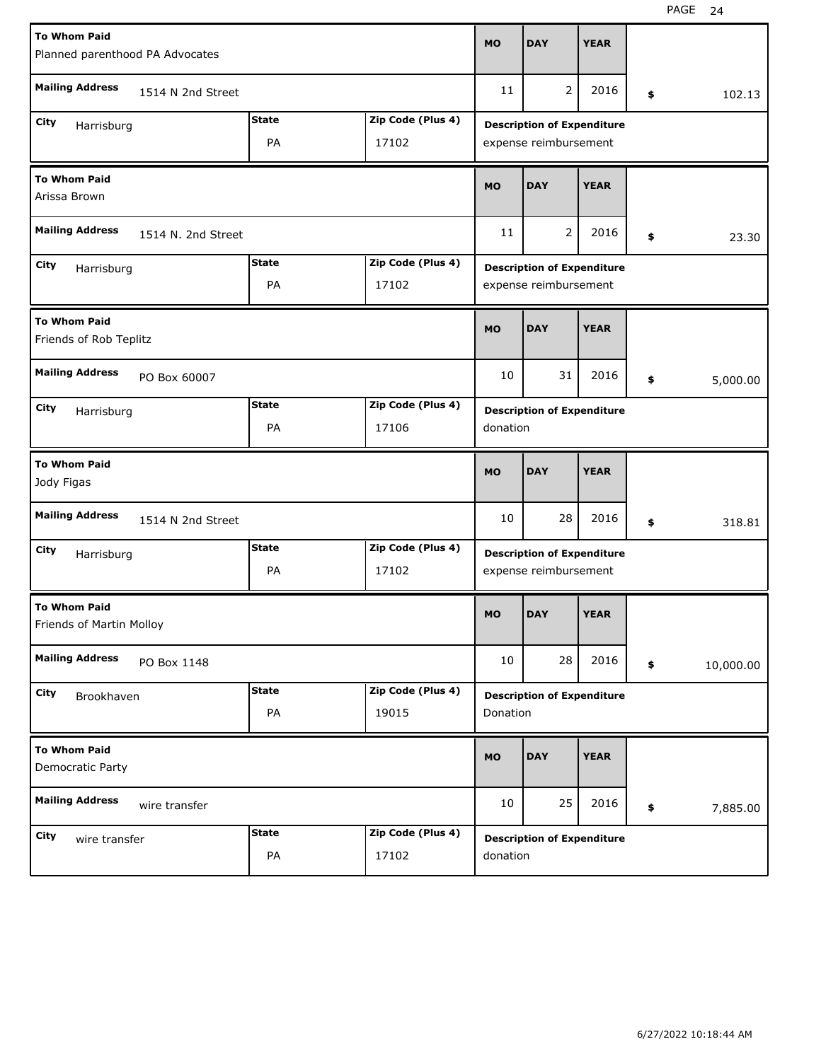| To Whom Paid | Mailing Address | City | State | Zip Code (Plus 4) | MO | DAY | YEAR | Amount | Description of Expenditure |
|---|---|---|---|---|---|---|---|---|---|
| Planned parenthood PA Advocates | 1514 N 2nd Street | Harrisburg | PA | 17102 | 11 | 2 | 2016 | $ 102.13 | expense reimbursement |
| Arissa Brown | 1514 N. 2nd Street | Harrisburg | PA | 17102 | 11 | 2 | 2016 | $ 23.30 | expense reimbursement |
| Friends of Rob Teplitz | PO Box 60007 | Harrisburg | PA | 17106 | 10 | 31 | 2016 | $ 5,000.00 | donation |
| Jody Figas | 1514 N 2nd Street | Harrisburg | PA | 17102 | 10 | 28 | 2016 | $ 318.81 | expense reimbursement |
| Friends of Martin Molloy | PO Box 1148 | Brookhaven | PA | 19015 | 10 | 28 | 2016 | $ 10,000.00 | Donation |
| Democratic Party | wire transfer | wire transfer | PA | 17102 | 10 | 25 | 2016 | $ 7,885.00 | donation |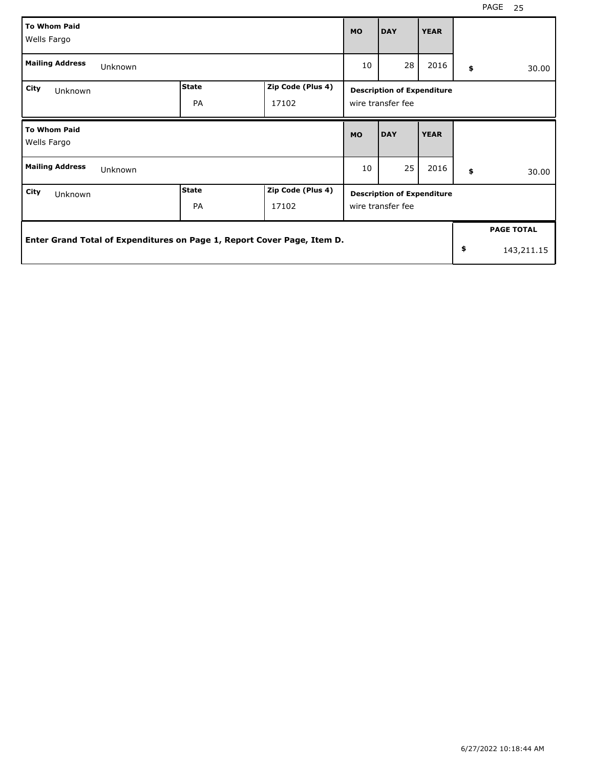| | | | | | | |
|---|---|---|---|---|---|---|
| **To Whom Paid**<br>Wells Fargo | | | **MO** | **DAY** | **YEAR** | |
| **Mailing Address** Unknown | | | 10 | 28 | 2016 | $ 30.00 |
| **City** Unknown | **State**<br>PA | **Zip Code (Plus 4)**<br>17102 | **Description of Expenditure**<br>wire transfer fee | | | |

| | | | | | | |
|---|---|---|---|---|---|---|
| **To Whom Paid**<br>Wells Fargo | | | **MO** | **DAY** | **YEAR** | |
| **Mailing Address** Unknown | | | 10 | 25 | 2016 | $ 30.00 |
| **City** Unknown | **State**<br>PA | **Zip Code (Plus 4)**<br>17102 | **Description of Expenditure**<br>wire transfer fee | | | |

| | |
|---|---|
| **Enter Grand Total of Expenditures on Page 1, Report Cover Page, Item D.** | **PAGE TOTAL**<br>$ 143,211.15 |

6/27/2022 10:18:44 AM